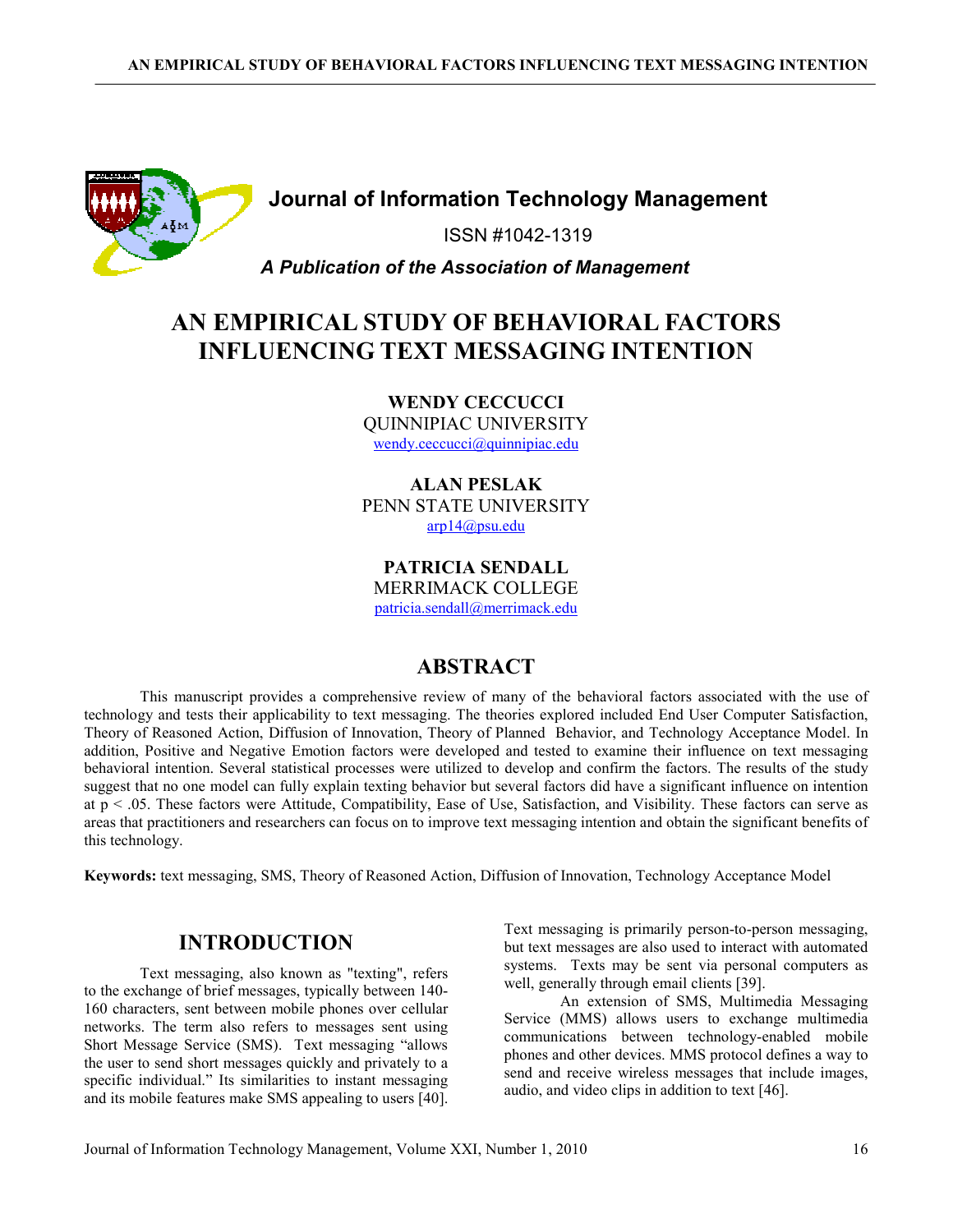**Journal of Information Technology Management**

ISSN #1042-1319

*A Publication of the Association of Management*

# AN EMPIRICAL STUDY OF BEHAVIORAL FACTORS INFLUENCING TEXT MESSAGING INTENTION

**WENDY CECCUCCI**
QUINNIPIAC UNIVERSITY
wendy.ceccucci@quinnipiac.edu

**ALAN PESLAK**
PENN STATE UNIVERSITY
arp14@psu.edu

**PATRICIA SENDALL**
MERRIMACK COLLEGE
patricia.sendall@merrimack.edu

## ABSTRACT

This manuscript provides a comprehensive review of many of the behavioral factors associated with the use of technology and tests their applicability to text messaging. The theories explored included End User Computer Satisfaction, Theory of Reasoned Action, Diffusion of Innovation, Theory of Planned Behavior, and Technology Acceptance Model. In addition, Positive and Negative Emotion factors were developed and tested to examine their influence on text messaging behavioral intention. Several statistical processes were utilized to develop and confirm the factors. The results of the study suggest that no one model can fully explain texting behavior but several factors did have a significant influence on intention at $p < .05$. These factors were Attitude, Compatibility, Ease of Use, Satisfaction, and Visibility. These factors can serve as areas that practitioners and researchers can focus on to improve text messaging intention and obtain the significant benefits of this technology.

**Keywords:** text messaging, SMS, Theory of Reasoned Action, Diffusion of Innovation, Technology Acceptance Model

## INTRODUCTION

Text messaging, also known as "texting", refers to the exchange of brief messages, typically between 140-160 characters, sent between mobile phones over cellular networks. The term also refers to messages sent using Short Message Service (SMS). Text messaging "allows the user to send short messages quickly and privately to a specific individual." Its similarities to instant messaging and its mobile features make SMS appealing to users [40]. Text messaging is primarily person-to-person messaging, but text messages are also used to interact with automated systems. Texts may be sent via personal computers as well, generally through email clients [39].

An extension of SMS, Multimedia Messaging Service (MMS) allows users to exchange multimedia communications between technology-enabled mobile phones and other devices. MMS protocol defines a way to send and receive wireless messages that include images, audio, and video clips in addition to text [46].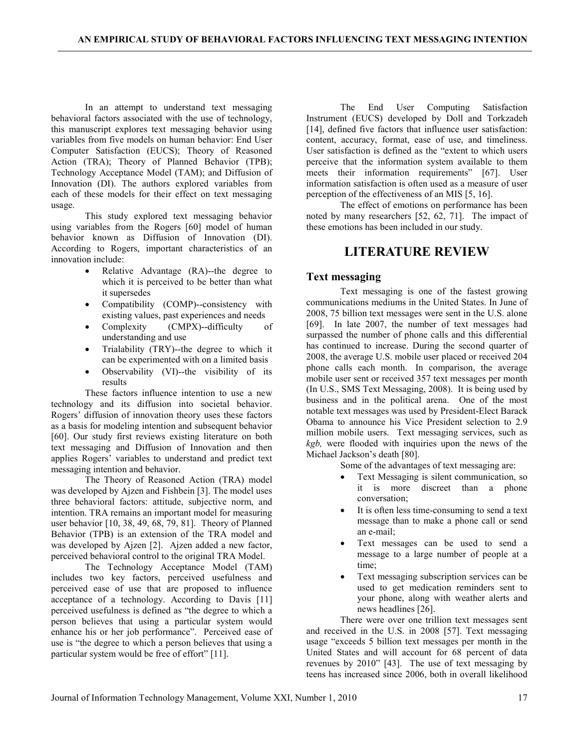In an attempt to understand text messaging behavioral factors associated with the use of technology, this manuscript explores text messaging behavior using variables from five models on human behavior: End User Computer Satisfaction (EUCS); Theory of Reasoned Action (TRA); Theory of Planned Behavior (TPB); Technology Acceptance Model (TAM); and Diffusion of Innovation (DI). The authors explored variables from each of these models for their effect on text messaging usage.

This study explored text messaging behavior using variables from the Rogers [60] model of human behavior known as Diffusion of Innovation (DI). According to Rogers, important characteristics of an innovation include:

- Relative Advantage (RA)--the degree to which it is perceived to be better than what it supersedes
- Compatibility (COMP)--consistency with existing values, past experiences and needs
- Complexity (CMPX)--difficulty of understanding and use
- Trialability (TRY)--the degree to which it can be experimented with on a limited basis
- Observability (VI)--the visibility of its results

These factors influence intention to use a new technology and its diffusion into societal behavior. Rogers' diffusion of innovation theory uses these factors as a basis for modeling intention and subsequent behavior [60]. Our study first reviews existing literature on both text messaging and Diffusion of Innovation and then applies Rogers' variables to understand and predict text messaging intention and behavior.

The Theory of Reasoned Action (TRA) model was developed by Ajzen and Fishbein [3]. The model uses three behavioral factors: attitude, subjective norm, and intention. TRA remains an important model for measuring user behavior [10, 38, 49, 68, 79, 81]. Theory of Planned Behavior (TPB) is an extension of the TRA model and was developed by Ajzen [2]. Ajzen added a new factor, perceived behavioral control to the original TRA Model.

The Technology Acceptance Model (TAM) includes two key factors, perceived usefulness and perceived ease of use that are proposed to influence acceptance of a technology. According to Davis [11] perceived usefulness is defined as "the degree to which a person believes that using a particular system would enhance his or her job performance". Perceived ease of use is "the degree to which a person believes that using a particular system would be free of effort" [11].

The End User Computing Satisfaction Instrument (EUCS) developed by Doll and Torkzadeh [14], defined five factors that influence user satisfaction: content, accuracy, format, ease of use, and timeliness. User satisfaction is defined as the "extent to which users perceive that the information system available to them meets their information requirements" [67]. User information satisfaction is often used as a measure of user perception of the effectiveness of an MIS [5, 16].

The effect of emotions on performance has been noted by many researchers [52, 62, 71]. The impact of these emotions has been included in our study.

# LITERATURE REVIEW

## Text messaging

Text messaging is one of the fastest growing communications mediums in the United States. In June of 2008, 75 billion text messages were sent in the U.S. alone [69]. In late 2007, the number of text messages had surpassed the number of phone calls and this differential has continued to increase. During the second quarter of 2008, the average U.S. mobile user placed or received 204 phone calls each month. In comparison, the average mobile user sent or received 357 text messages per month (In U.S., SMS Text Messaging, 2008). It is being used by business and in the political arena. One of the most notable text messages was used by President-Elect Barack Obama to announce his Vice President selection to 2.9 million mobile users. Text messaging services, such as *kgb,* were flooded with inquiries upon the news of the Michael Jackson's death [80].

Some of the advantages of text messaging are:

- Text Messaging is silent communication, so it is more discreet than a phone conversation;
- It is often less time-consuming to send a text message than to make a phone call or send an e-mail;
- Text messages can be used to send a message to a large number of people at a time;
- Text messaging subscription services can be used to get medication reminders sent to your phone, along with weather alerts and news headlines [26].

There were over one trillion text messages sent and received in the U.S. in 2008 [57]. Text messaging usage "exceeds 5 billion text messages per month in the United States and will account for 68 percent of data revenues by 2010" [43]. The use of text messaging by teens has increased since 2006, both in overall likelihood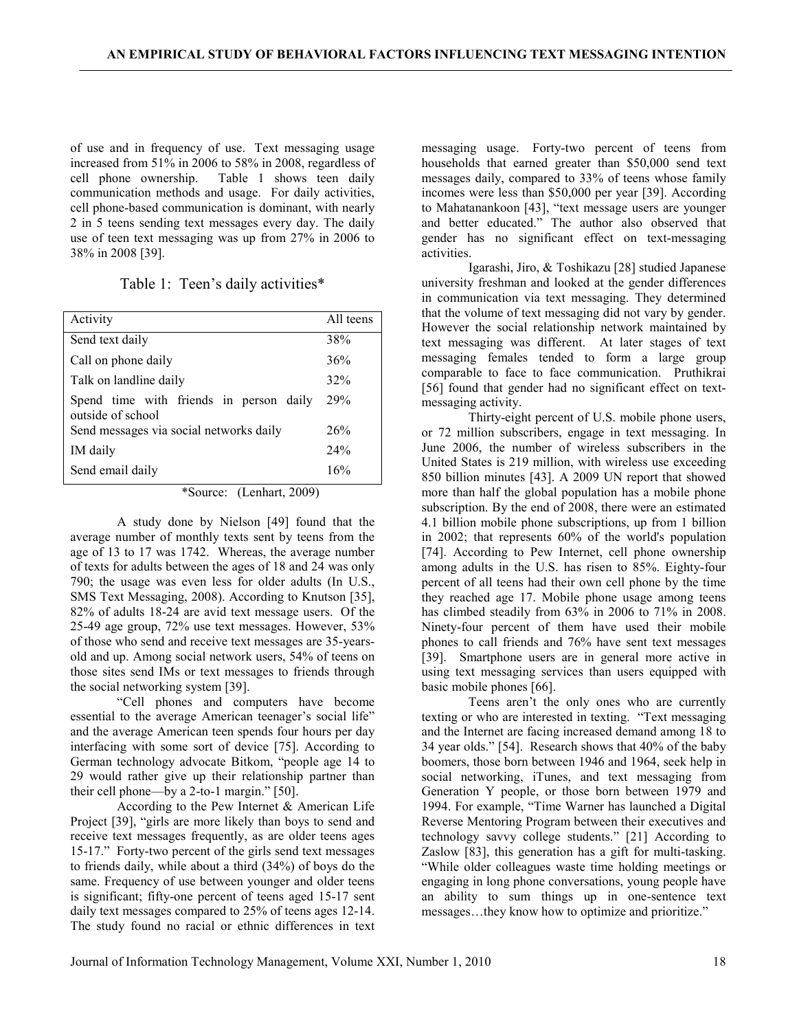of use and in frequency of use. Text messaging usage increased from 51% in 2006 to 58% in 2008, regardless of cell phone ownership. Table 1 shows teen daily communication methods and usage. For daily activities, cell phone-based communication is dominant, with nearly 2 in 5 teens sending text messages every day. The daily use of teen text messaging was up from 27% in 2006 to 38% in 2008 [39].

Table 1: Teen's daily activities*

| Activity | All teens |
|---|---|
| Send text daily | 38% |
| Call on phone daily | 36% |
| Talk on landline daily | 32% |
| Spend time with friends in person daily outside of school | 29% |
| Send messages via social networks daily | 26% |
| IM daily | 24% |
| Send email daily | 16% |

*Source: (Lenhart, 2009)

A study done by Nielson [49] found that the average number of monthly texts sent by teens from the age of 13 to 17 was 1742. Whereas, the average number of texts for adults between the ages of 18 and 24 was only 790; the usage was even less for older adults (In U.S., SMS Text Messaging, 2008). According to Knutson [35], 82% of adults 18-24 are avid text message users. Of the 25-49 age group, 72% use text messages. However, 53% of those who send and receive text messages are 35-years-old and up. Among social network users, 54% of teens on those sites send IMs or text messages to friends through the social networking system [39].

"Cell phones and computers have become essential to the average American teenager's social life" and the average American teen spends four hours per day interfacing with some sort of device [75]. According to German technology advocate Bitkom, "people age 14 to 29 would rather give up their relationship partner than their cell phone—by a 2-to-1 margin." [50].

According to the Pew Internet & American Life Project [39], "girls are more likely than boys to send and receive text messages frequently, as are older teens ages 15-17." Forty-two percent of the girls send text messages to friends daily, while about a third (34%) of boys do the same. Frequency of use between younger and older teens is significant; fifty-one percent of teens aged 15-17 sent daily text messages compared to 25% of teens ages 12-14. The study found no racial or ethnic differences in text messaging usage. Forty-two percent of teens from households that earned greater than $50,000 send text messages daily, compared to 33% of teens whose family incomes were less than $50,000 per year [39]. According to Mahatanankoon [43], "text message users are younger and better educated." The author also observed that gender has no significant effect on text-messaging activities.

Igarashi, Jiro, & Toshikazu [28] studied Japanese university freshman and looked at the gender differences in communication via text messaging. They determined that the volume of text messaging did not vary by gender. However the social relationship network maintained by text messaging was different. At later stages of text messaging females tended to form a large group comparable to face to face communication. Pruthikrai [56] found that gender had no significant effect on text-messaging activity.

Thirty-eight percent of U.S. mobile phone users, or 72 million subscribers, engage in text messaging. In June 2006, the number of wireless subscribers in the United States is 219 million, with wireless use exceeding 850 billion minutes [43]. A 2009 UN report that showed more than half the global population has a mobile phone subscription. By the end of 2008, there were an estimated 4.1 billion mobile phone subscriptions, up from 1 billion in 2002; that represents 60% of the world's population [74]. According to Pew Internet, cell phone ownership among adults in the U.S. has risen to 85%. Eighty-four percent of all teens had their own cell phone by the time they reached age 17. Mobile phone usage among teens has climbed steadily from 63% in 2006 to 71% in 2008. Ninety-four percent of them have used their mobile phones to call friends and 76% have sent text messages [39]. Smartphone users are in general more active in using text messaging services than users equipped with basic mobile phones [66].

Teens aren't the only ones who are currently texting or who are interested in texting. "Text messaging and the Internet are facing increased demand among 18 to 34 year olds." [54]. Research shows that 40% of the baby boomers, those born between 1946 and 1964, seek help in social networking, iTunes, and text messaging from Generation Y people, or those born between 1979 and 1994. For example, "Time Warner has launched a Digital Reverse Mentoring Program between their executives and technology savvy college students." [21] According to Zaslow [83], this generation has a gift for multi-tasking. "While older colleagues waste time holding meetings or engaging in long phone conversations, young people have an ability to sum things up in one-sentence text messages…they know how to optimize and prioritize."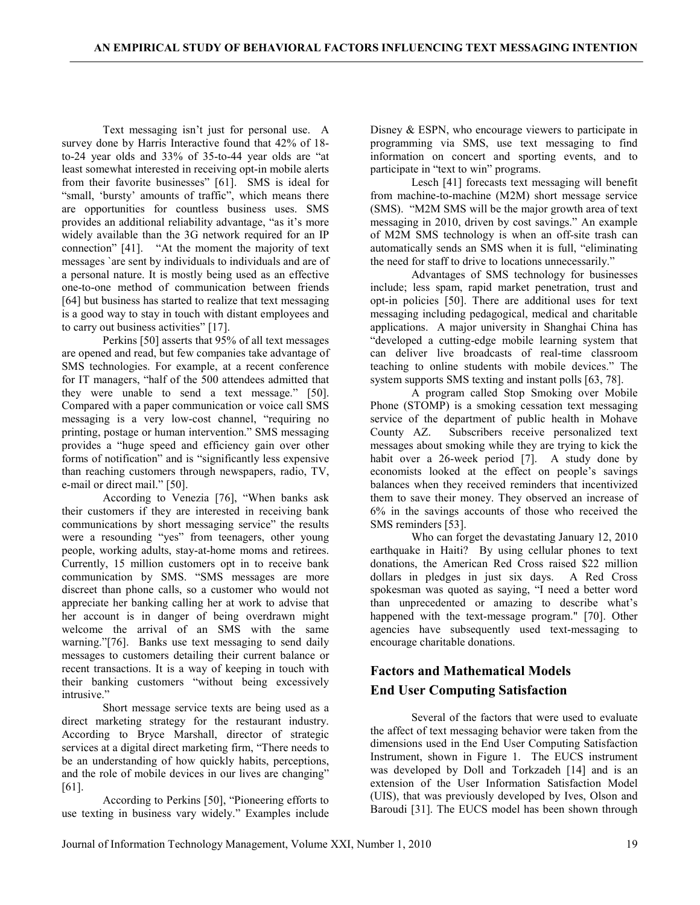Text messaging isn't just for personal use. A survey done by Harris Interactive found that 42% of 18-to-24 year olds and 33% of 35-to-44 year olds are "at least somewhat interested in receiving opt-in mobile alerts from their favorite businesses" [61]. SMS is ideal for "small, 'bursty' amounts of traffic", which means there are opportunities for countless business uses. SMS provides an additional reliability advantage, "as it's more widely available than the 3G network required for an IP connection" [41]. "At the moment the majority of text messages `are sent by individuals to individuals and are of a personal nature. It is mostly being used as an effective one-to-one method of communication between friends [64] but business has started to realize that text messaging is a good way to stay in touch with distant employees and to carry out business activities" [17].

Perkins [50] asserts that 95% of all text messages are opened and read, but few companies take advantage of SMS technologies. For example, at a recent conference for IT managers, "half of the 500 attendees admitted that they were unable to send a text message." [50]. Compared with a paper communication or voice call SMS messaging is a very low-cost channel, "requiring no printing, postage or human intervention." SMS messaging provides a "huge speed and efficiency gain over other forms of notification" and is "significantly less expensive than reaching customers through newspapers, radio, TV, e-mail or direct mail." [50].

According to Venezia [76], "When banks ask their customers if they are interested in receiving bank communications by short messaging service" the results were a resounding "yes" from teenagers, other young people, working adults, stay-at-home moms and retirees. Currently, 15 million customers opt in to receive bank communication by SMS. "SMS messages are more discreet than phone calls, so a customer who would not appreciate her banking calling her at work to advise that her account is in danger of being overdrawn might welcome the arrival of an SMS with the same warning."[76]. Banks use text messaging to send daily messages to customers detailing their current balance or recent transactions. It is a way of keeping in touch with their banking customers "without being excessively intrusive."

Short message service texts are being used as a direct marketing strategy for the restaurant industry. According to Bryce Marshall, director of strategic services at a digital direct marketing firm, "There needs to be an understanding of how quickly habits, perceptions, and the role of mobile devices in our lives are changing" [61].

According to Perkins [50], "Pioneering efforts to use texting in business vary widely." Examples include Disney & ESPN, who encourage viewers to participate in programming via SMS, use text messaging to find information on concert and sporting events, and to participate in "text to win" programs.

Lesch [41] forecasts text messaging will benefit from machine-to-machine (M2M) short message service (SMS). "M2M SMS will be the major growth area of text messaging in 2010, driven by cost savings." An example of M2M SMS technology is when an off-site trash can automatically sends an SMS when it is full, "eliminating the need for staff to drive to locations unnecessarily."

Advantages of SMS technology for businesses include; less spam, rapid market penetration, trust and opt-in policies [50]. There are additional uses for text messaging including pedagogical, medical and charitable applications. A major university in Shanghai China has "developed a cutting-edge mobile learning system that can deliver live broadcasts of real-time classroom teaching to online students with mobile devices." The system supports SMS texting and instant polls [63, 78].

A program called Stop Smoking over Mobile Phone (STOMP) is a smoking cessation text messaging service of the department of public health in Mohave County AZ. Subscribers receive personalized text messages about smoking while they are trying to kick the habit over a 26-week period [7]. A study done by economists looked at the effect on people's savings balances when they received reminders that incentivized them to save their money. They observed an increase of 6% in the savings accounts of those who received the SMS reminders [53].

Who can forget the devastating January 12, 2010 earthquake in Haiti? By using cellular phones to text donations, the American Red Cross raised $22 million dollars in pledges in just six days. A Red Cross spokesman was quoted as saying, "I need a better word than unprecedented or amazing to describe what's happened with the text-message program." [70]. Other agencies have subsequently used text-messaging to encourage charitable donations.

## Factors and Mathematical Models

## End User Computing Satisfaction

Several of the factors that were used to evaluate the affect of text messaging behavior were taken from the dimensions used in the End User Computing Satisfaction Instrument, shown in Figure 1. The EUCS instrument was developed by Doll and Torkzadeh [14] and is an extension of the User Information Satisfaction Model (UIS), that was previously developed by Ives, Olson and Baroudi [31]. The EUCS model has been shown through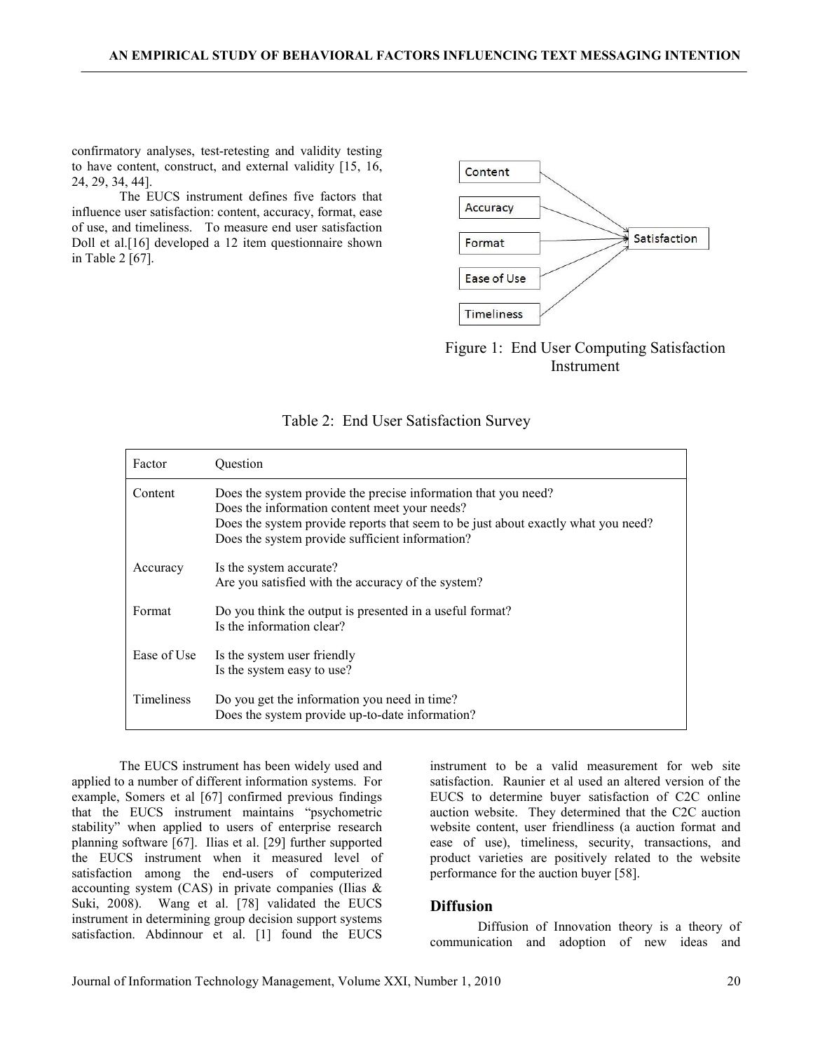confirmatory analyses, test-retesting and validity testing to have content, construct, and external validity [15, 16, 24, 29, 34, 44].

The EUCS instrument defines five factors that influence user satisfaction: content, accuracy, format, ease of use, and timeliness. To measure end user satisfaction Doll et al.[16] developed a 12 item questionnaire shown in Table 2 [67].

Content
Accuracy
Format
Ease of Use
Timeliness
Satisfaction

Figure 1: End User Computing Satisfaction Instrument

Table 2: End User Satisfaction Survey

| Factor | Question |
|---|---|
| Content | Does the system provide the precise information that you need?<br>Does the information content meet your needs?<br>Does the system provide reports that seem to be just about exactly what you need?<br>Does the system provide sufficient information? |
| Accuracy | Is the system accurate?<br>Are you satisfied with the accuracy of the system? |
| Format | Do you think the output is presented in a useful format?<br>Is the information clear? |
| Ease of Use | Is the system user friendly<br>Is the system easy to use? |
| Timeliness | Do you get the information you need in time?<br>Does the system provide up-to-date information? |

The EUCS instrument has been widely used and applied to a number of different information systems. For example, Somers et al [67] confirmed previous findings that the EUCS instrument maintains "psychometric stability" when applied to users of enterprise research planning software [67]. Ilias et al. [29] further supported the EUCS instrument when it measured level of satisfaction among the end-users of computerized accounting system (CAS) in private companies (Ilias & Suki, 2008). Wang et al. [78] validated the EUCS instrument in determining group decision support systems satisfaction. Abdinnour et al. [1] found the EUCS instrument to be a valid measurement for web site satisfaction. Raunier et al used an altered version of the EUCS to determine buyer satisfaction of C2C online auction website. They determined that the C2C auction website content, user friendliness (a auction format and ease of use), timeliness, security, transactions, and product varieties are positively related to the website performance for the auction buyer [58].

## Diffusion

Diffusion of Innovation theory is a theory of communication and adoption of new ideas and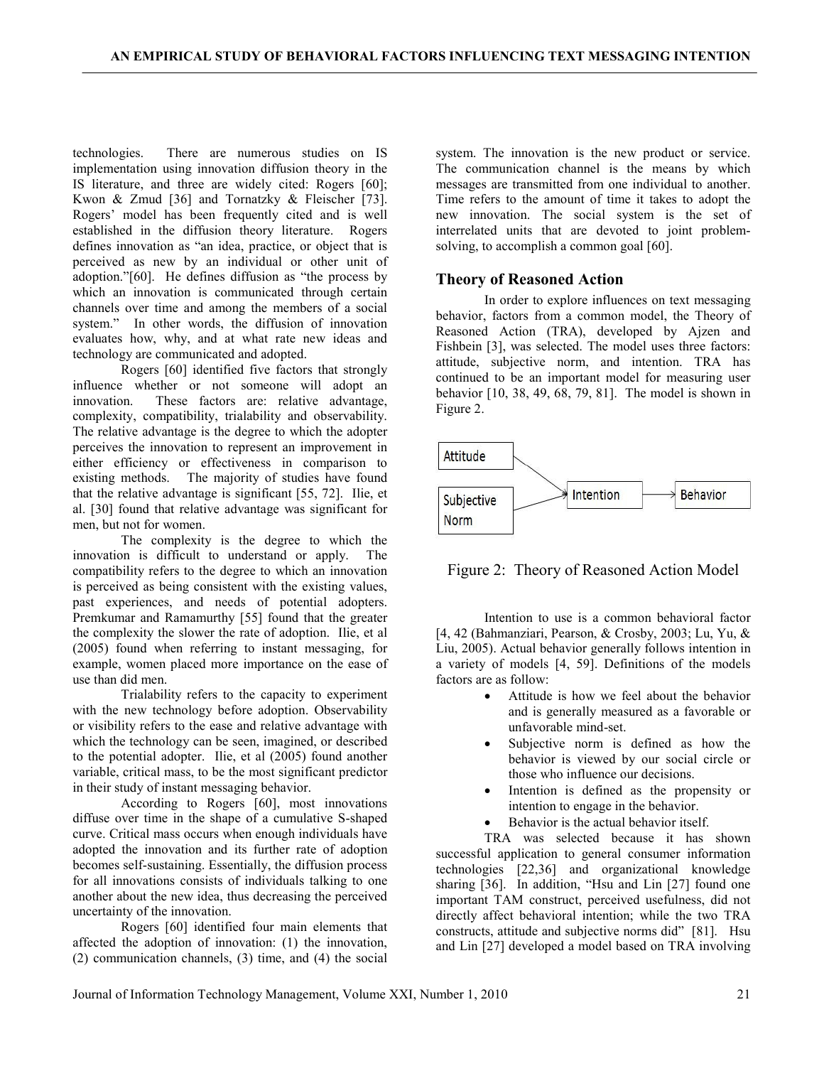technologies. There are numerous studies on IS implementation using innovation diffusion theory in the IS literature, and three are widely cited: Rogers [60]; Kwon & Zmud [36] and Tornatzky & Fleischer [73]. Rogers' model has been frequently cited and is well established in the diffusion theory literature. Rogers defines innovation as "an idea, practice, or object that is perceived as new by an individual or other unit of adoption."[60]. He defines diffusion as "the process by which an innovation is communicated through certain channels over time and among the members of a social system." In other words, the diffusion of innovation evaluates how, why, and at what rate new ideas and technology are communicated and adopted.

Rogers [60] identified five factors that strongly influence whether or not someone will adopt an innovation. These factors are: relative advantage, complexity, compatibility, trialability and observability. The relative advantage is the degree to which the adopter perceives the innovation to represent an improvement in either efficiency or effectiveness in comparison to existing methods. The majority of studies have found that the relative advantage is significant [55, 72]. Ilie, et al. [30] found that relative advantage was significant for men, but not for women.

The complexity is the degree to which the innovation is difficult to understand or apply. The compatibility refers to the degree to which an innovation is perceived as being consistent with the existing values, past experiences, and needs of potential adopters. Premkumar and Ramamurthy [55] found that the greater the complexity the slower the rate of adoption. Ilie, et al (2005) found when referring to instant messaging, for example, women placed more importance on the ease of use than did men.

Trialability refers to the capacity to experiment with the new technology before adoption. Observability or visibility refers to the ease and relative advantage with which the technology can be seen, imagined, or described to the potential adopter. Ilie, et al (2005) found another variable, critical mass, to be the most significant predictor in their study of instant messaging behavior.

According to Rogers [60], most innovations diffuse over time in the shape of a cumulative S-shaped curve. Critical mass occurs when enough individuals have adopted the innovation and its further rate of adoption becomes self-sustaining. Essentially, the diffusion process for all innovations consists of individuals talking to one another about the new idea, thus decreasing the perceived uncertainty of the innovation.

Rogers [60] identified four main elements that affected the adoption of innovation: (1) the innovation, (2) communication channels, (3) time, and (4) the social system. The innovation is the new product or service. The communication channel is the means by which messages are transmitted from one individual to another. Time refers to the amount of time it takes to adopt the new innovation. The social system is the set of interrelated units that are devoted to joint problem-solving, to accomplish a common goal [60].

## Theory of Reasoned Action

In order to explore influences on text messaging behavior, factors from a common model, the Theory of Reasoned Action (TRA), developed by Ajzen and Fishbein [3], was selected. The model uses three factors: attitude, subjective norm, and intention. TRA has continued to be an important model for measuring user behavior [10, 38, 49, 68, 79, 81]. The model is shown in Figure 2.

Attitude → Intention → Behavior
Subjective Norm → Intention

Figure 2: Theory of Reasoned Action Model

Intention to use is a common behavioral factor [4, 42 (Bahmanziari, Pearson, & Crosby, 2003; Lu, Yu, & Liu, 2005). Actual behavior generally follows intention in a variety of models [4, 59]. Definitions of the models factors are as follow:

- Attitude is how we feel about the behavior and is generally measured as a favorable or unfavorable mind-set.
- Subjective norm is defined as how the behavior is viewed by our social circle or those who influence our decisions.
- Intention is defined as the propensity or intention to engage in the behavior.
- Behavior is the actual behavior itself.

TRA was selected because it has shown successful application to general consumer information technologies [22,36] and organizational knowledge sharing [36]. In addition, "Hsu and Lin [27] found one important TAM construct, perceived usefulness, did not directly affect behavioral intention; while the two TRA constructs, attitude and subjective norms did" [81]. Hsu and Lin [27] developed a model based on TRA involving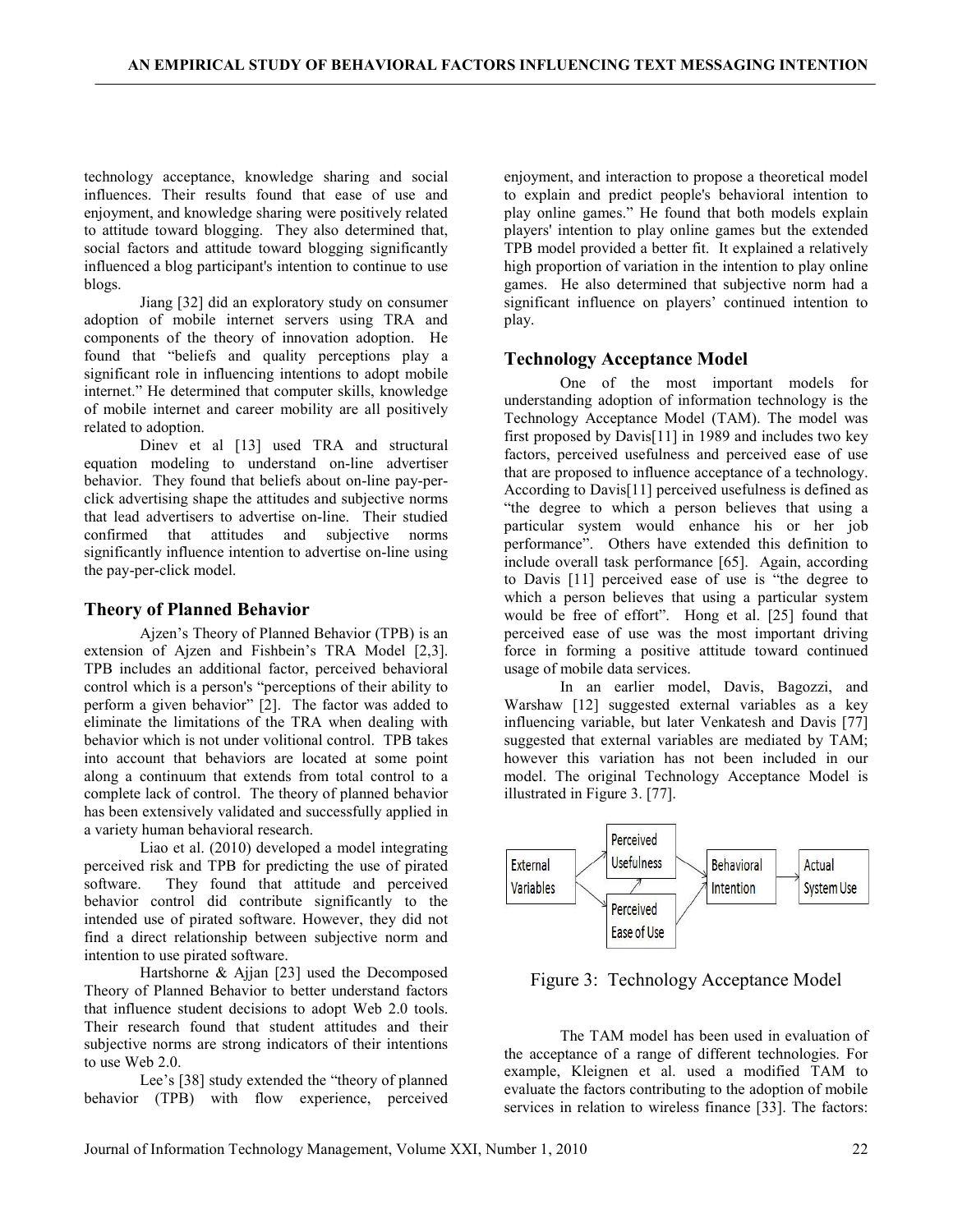technology acceptance, knowledge sharing and social influences. Their results found that ease of use and enjoyment, and knowledge sharing were positively related to attitude toward blogging. They also determined that, social factors and attitude toward blogging significantly influenced a blog participant's intention to continue to use blogs.

Jiang [32] did an exploratory study on consumer adoption of mobile internet servers using TRA and components of the theory of innovation adoption. He found that "beliefs and quality perceptions play a significant role in influencing intentions to adopt mobile internet." He determined that computer skills, knowledge of mobile internet and career mobility are all positively related to adoption.

Dinev et al [13] used TRA and structural equation modeling to understand on-line advertiser behavior. They found that beliefs about on-line pay-per-click advertising shape the attitudes and subjective norms that lead advertisers to advertise on-line. Their studied confirmed that attitudes and subjective norms significantly influence intention to advertise on-line using the pay-per-click model.

## Theory of Planned Behavior

Ajzen's Theory of Planned Behavior (TPB) is an extension of Ajzen and Fishbein's TRA Model [2,3]. TPB includes an additional factor, perceived behavioral control which is a person's "perceptions of their ability to perform a given behavior" [2]. The factor was added to eliminate the limitations of the TRA when dealing with behavior which is not under volitional control. TPB takes into account that behaviors are located at some point along a continuum that extends from total control to a complete lack of control. The theory of planned behavior has been extensively validated and successfully applied in a variety human behavioral research.

Liao et al. (2010) developed a model integrating perceived risk and TPB for predicting the use of pirated software. They found that attitude and perceived behavior control did contribute significantly to the intended use of pirated software. However, they did not find a direct relationship between subjective norm and intention to use pirated software.

Hartshorne & Ajjan [23] used the Decomposed Theory of Planned Behavior to better understand factors that influence student decisions to adopt Web 2.0 tools. Their research found that student attitudes and their subjective norms are strong indicators of their intentions to use Web 2.0.

Lee's [38] study extended the "theory of planned behavior (TPB) with flow experience, perceived enjoyment, and interaction to propose a theoretical model to explain and predict people's behavioral intention to play online games." He found that both models explain players' intention to play online games but the extended TPB model provided a better fit. It explained a relatively high proportion of variation in the intention to play online games. He also determined that subjective norm had a significant influence on players' continued intention to play.

## Technology Acceptance Model

One of the most important models for understanding adoption of information technology is the Technology Acceptance Model (TAM). The model was first proposed by Davis[11] in 1989 and includes two key factors, perceived usefulness and perceived ease of use that are proposed to influence acceptance of a technology. According to Davis[11] perceived usefulness is defined as "the degree to which a person believes that using a particular system would enhance his or her job performance". Others have extended this definition to include overall task performance [65]. Again, according to Davis [11] perceived ease of use is "the degree to which a person believes that using a particular system would be free of effort". Hong et al. [25] found that perceived ease of use was the most important driving force in forming a positive attitude toward continued usage of mobile data services.

In an earlier model, Davis, Bagozzi, and Warshaw [12] suggested external variables as a key influencing variable, but later Venkatesh and Davis [77] suggested that external variables are mediated by TAM; however this variation has not been included in our model. The original Technology Acceptance Model is illustrated in Figure 3. [77].

```
External Variables --> Perceived Usefulness --> Behavioral Intention --> Actual System Use
External Variables --> Perceived Ease of Use --> Perceived Usefulness
Perceived Ease of Use --> Behavioral Intention
```

Figure 3: Technology Acceptance Model

The TAM model has been used in evaluation of the acceptance of a range of different technologies. For example, Kleignen et al. used a modified TAM to evaluate the factors contributing to the adoption of mobile services in relation to wireless finance [33]. The factors: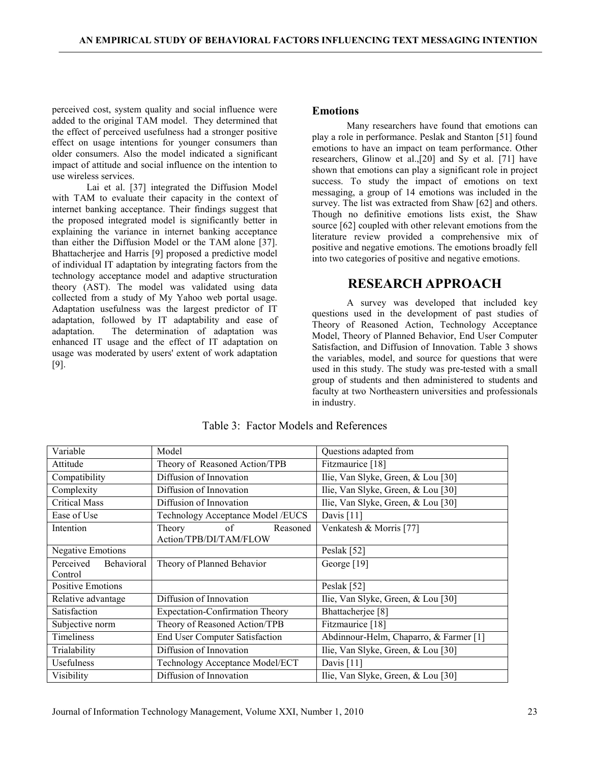perceived cost, system quality and social influence were added to the original TAM model. They determined that the effect of perceived usefulness had a stronger positive effect on usage intentions for younger consumers than older consumers. Also the model indicated a significant impact of attitude and social influence on the intention to use wireless services.

Lai et al. [37] integrated the Diffusion Model with TAM to evaluate their capacity in the context of internet banking acceptance. Their findings suggest that the proposed integrated model is significantly better in explaining the variance in internet banking acceptance than either the Diffusion Model or the TAM alone [37]. Bhattacherjee and Harris [9] proposed a predictive model of individual IT adaptation by integrating factors from the technology acceptance model and adaptive structuration theory (AST). The model was validated using data collected from a study of My Yahoo web portal usage. Adaptation usefulness was the largest predictor of IT adaptation, followed by IT adaptability and ease of adaptation. The determination of adaptation was enhanced IT usage and the effect of IT adaptation on usage was moderated by users' extent of work adaptation [9].

### Emotions

Many researchers have found that emotions can play a role in performance. Peslak and Stanton [51] found emotions to have an impact on team performance. Other researchers, Glinow et al.,[20] and Sy et al. [71] have shown that emotions can play a significant role in project success. To study the impact of emotions on text messaging, a group of 14 emotions was included in the survey. The list was extracted from Shaw [62] and others. Though no definitive emotions lists exist, the Shaw source [62] coupled with other relevant emotions from the literature review provided a comprehensive mix of positive and negative emotions. The emotions broadly fell into two categories of positive and negative emotions.

## RESEARCH APPROACH

A survey was developed that included key questions used in the development of past studies of Theory of Reasoned Action, Technology Acceptance Model, Theory of Planned Behavior, End User Computer Satisfaction, and Diffusion of Innovation. Table 3 shows the variables, model, and source for questions that were used in this study. The study was pre-tested with a small group of students and then administered to students and faculty at two Northeastern universities and professionals in industry.

Table 3: Factor Models and References

| Variable | Model | Questions adapted from |
|---|---|---|
| Attitude | Theory of Reasoned Action/TPB | Fitzmaurice [18] |
| Compatibility | Diffusion of Innovation | Ilie, Van Slyke, Green, & Lou [30] |
| Complexity | Diffusion of Innovation | Ilie, Van Slyke, Green, & Lou [30] |
| Critical Mass | Diffusion of Innovation | Ilie, Van Slyke, Green, & Lou [30] |
| Ease of Use | Technology Acceptance Model /EUCS | Davis [11] |
| Intention | Theory of Reasoned Action/TPB/DI/TAM/FLOW | Venkatesh & Morris [77] |
| Negative Emotions | | Peslak [52] |
| Perceived Behavioral Control | Theory of Planned Behavior | George [19] |
| Positive Emotions | | Peslak [52] |
| Relative advantage | Diffusion of Innovation | Ilie, Van Slyke, Green, & Lou [30] |
| Satisfaction | Expectation-Confirmation Theory | Bhattacherjee [8] |
| Subjective norm | Theory of Reasoned Action/TPB | Fitzmaurice [18] |
| Timeliness | End User Computer Satisfaction | Abdinnour-Helm, Chaparro, & Farmer [1] |
| Trialability | Diffusion of Innovation | Ilie, Van Slyke, Green, & Lou [30] |
| Usefulness | Technology Acceptance Model/ECT | Davis [11] |
| Visibility | Diffusion of Innovation | Ilie, Van Slyke, Green, & Lou [30] |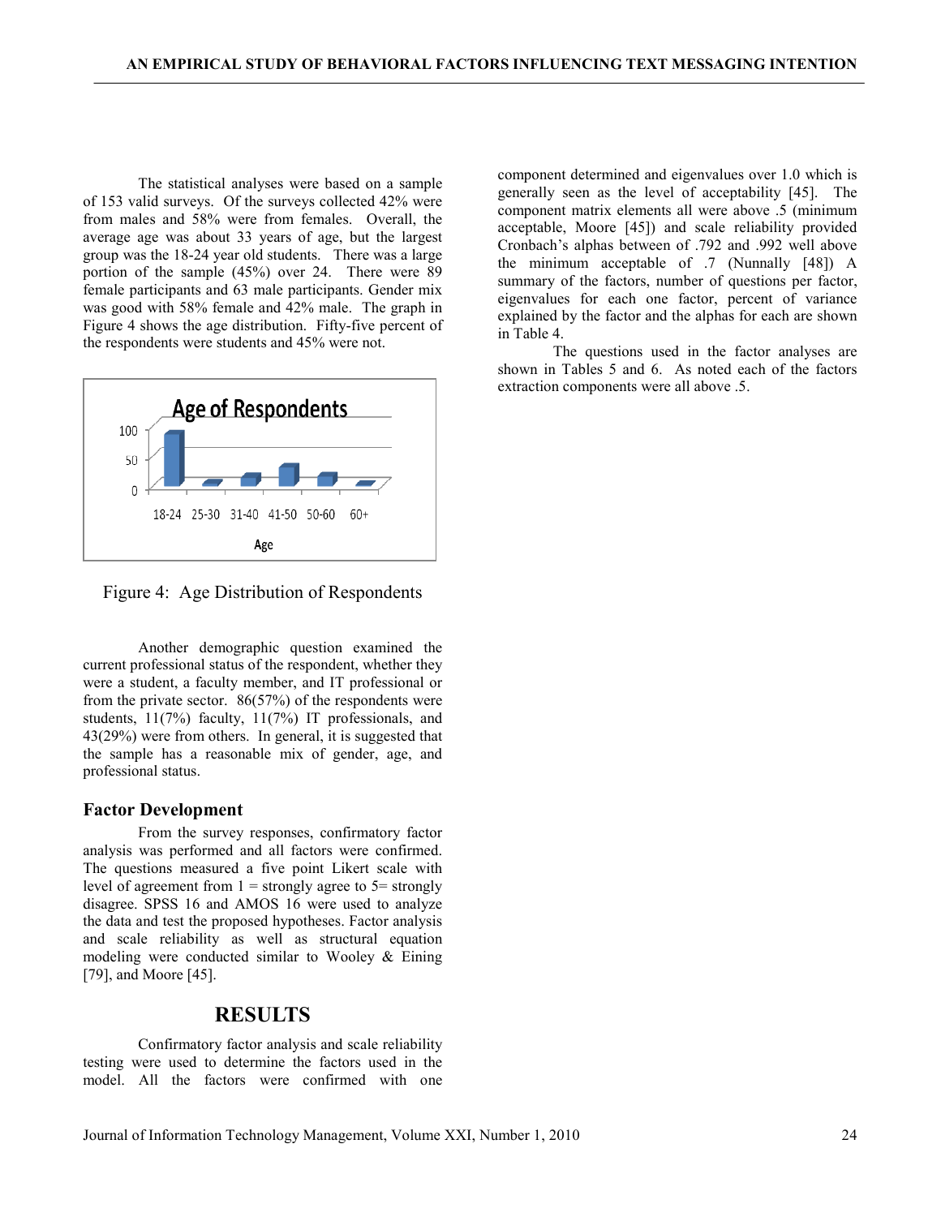The statistical analyses were based on a sample of 153 valid surveys. Of the surveys collected 42% were from males and 58% were from females. Overall, the average age was about 33 years of age, but the largest group was the 18-24 year old students. There was a large portion of the sample (45%) over 24. There were 89 female participants and 63 male participants. Gender mix was good with 58% female and 42% male. The graph in Figure 4 shows the age distribution. Fifty-five percent of the respondents were students and 45% were not.

Figure 4: Age Distribution of Respondents

Another demographic question examined the current professional status of the respondent, whether they were a student, a faculty member, and IT professional or from the private sector. 86(57%) of the respondents were students, 11(7%) faculty, 11(7%) IT professionals, and 43(29%) were from others. In general, it is suggested that the sample has a reasonable mix of gender, age, and professional status.

### Factor Development

From the survey responses, confirmatory factor analysis was performed and all factors were confirmed. The questions measured a five point Likert scale with level of agreement from 1 = strongly agree to 5= strongly disagree. SPSS 16 and AMOS 16 were used to analyze the data and test the proposed hypotheses. Factor analysis and scale reliability as well as structural equation modeling were conducted similar to Wooley & Eining [79], and Moore [45].

## RESULTS

Confirmatory factor analysis and scale reliability testing were used to determine the factors used in the model. All the factors were confirmed with one component determined and eigenvalues over 1.0 which is generally seen as the level of acceptability [45]. The component matrix elements all were above .5 (minimum acceptable, Moore [45]) and scale reliability provided Cronbach's alphas between of .792 and .992 well above the minimum acceptable of .7 (Nunnally [48]) A summary of the factors, number of questions per factor, eigenvalues for each one factor, percent of variance explained by the factor and the alphas for each are shown in Table 4.

The questions used in the factor analyses are shown in Tables 5 and 6. As noted each of the factors extraction components were all above .5.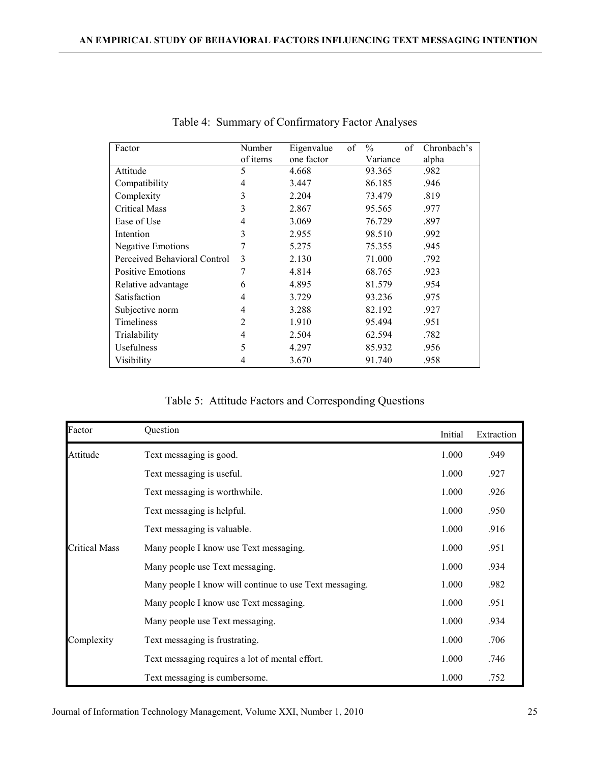Table 4: Summary of Confirmatory Factor Analyses

| Factor | Number of items | Eigenvalue of one factor | % of Variance | Chronbach's alpha |
|---|---|---|---|---|
| Attitude | 5 | 4.668 | 93.365 | .982 |
| Compatibility | 4 | 3.447 | 86.185 | .946 |
| Complexity | 3 | 2.204 | 73.479 | .819 |
| Critical Mass | 3 | 2.867 | 95.565 | .977 |
| Ease of Use | 4 | 3.069 | 76.729 | .897 |
| Intention | 3 | 2.955 | 98.510 | .992 |
| Negative Emotions | 7 | 5.275 | 75.355 | .945 |
| Perceived Behavioral Control | 3 | 2.130 | 71.000 | .792 |
| Positive Emotions | 7 | 4.814 | 68.765 | .923 |
| Relative advantage | 6 | 4.895 | 81.579 | .954 |
| Satisfaction | 4 | 3.729 | 93.236 | .975 |
| Subjective norm | 4 | 3.288 | 82.192 | .927 |
| Timeliness | 2 | 1.910 | 95.494 | .951 |
| Trialability | 4 | 2.504 | 62.594 | .782 |
| Usefulness | 5 | 4.297 | 85.932 | .956 |
| Visibility | 4 | 3.670 | 91.740 | .958 |

Table 5: Attitude Factors and Corresponding Questions

| Factor | Question | Initial | Extraction |
|---|---|---|---|
| Attitude | Text messaging is good. | 1.000 | .949 |
| | Text messaging is useful. | 1.000 | .927 |
| | Text messaging is worthwhile. | 1.000 | .926 |
| | Text messaging is helpful. | 1.000 | .950 |
| | Text messaging is valuable. | 1.000 | .916 |
| Critical Mass | Many people I know use Text messaging. | 1.000 | .951 |
| | Many people use Text messaging. | 1.000 | .934 |
| | Many people I know will continue to use Text messaging. | 1.000 | .982 |
| | Many people I know use Text messaging. | 1.000 | .951 |
| | Many people use Text messaging. | 1.000 | .934 |
| Complexity | Text messaging is frustrating. | 1.000 | .706 |
| | Text messaging requires a lot of mental effort. | 1.000 | .746 |
| | Text messaging is cumbersome. | 1.000 | .752 |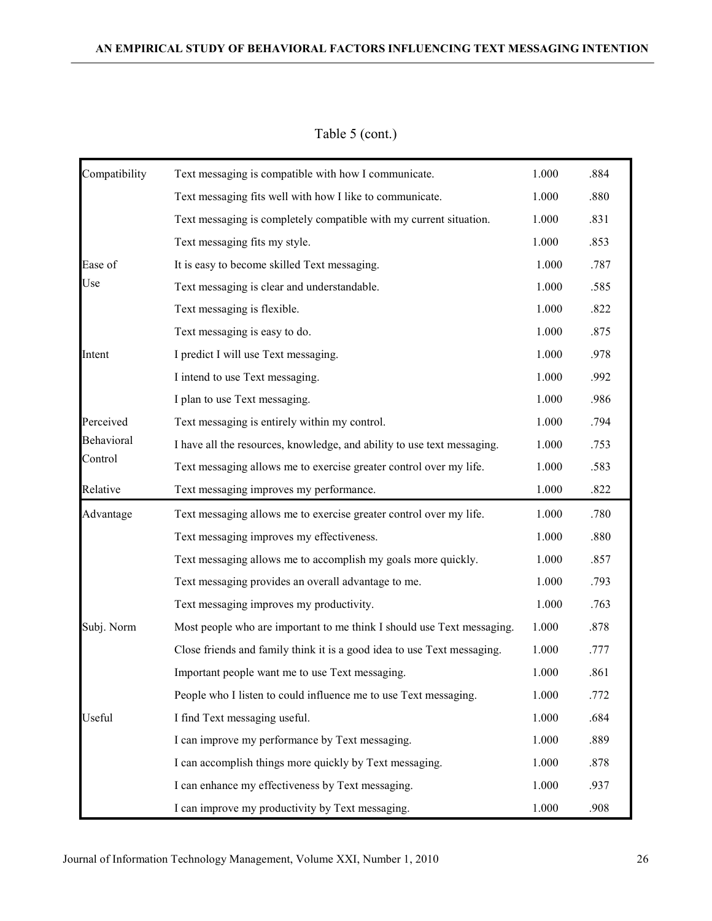Table 5 (cont.)

| | | | |
|---|---|---|---|
| Compatibility | Text messaging is compatible with how I communicate. | 1.000 | .884 |
| | Text messaging fits well with how I like to communicate. | 1.000 | .880 |
| | Text messaging is completely compatible with my current situation. | 1.000 | .831 |
| | Text messaging fits my style. | 1.000 | .853 |
| Ease of Use | It is easy to become skilled Text messaging. | 1.000 | .787 |
| | Text messaging is clear and understandable. | 1.000 | .585 |
| | Text messaging is flexible. | 1.000 | .822 |
| | Text messaging is easy to do. | 1.000 | .875 |
| Intent | I predict I will use Text messaging. | 1.000 | .978 |
| | I intend to use Text messaging. | 1.000 | .992 |
| | I plan to use Text messaging. | 1.000 | .986 |
| Perceived Behavioral Control | Text messaging is entirely within my control. | 1.000 | .794 |
| | I have all the resources, knowledge, and ability to use text messaging. | 1.000 | .753 |
| | Text messaging allows me to exercise greater control over my life. | 1.000 | .583 |
| Relative Advantage | Text messaging improves my performance. | 1.000 | .822 |
| | Text messaging allows me to exercise greater control over my life. | 1.000 | .780 |
| | Text messaging improves my effectiveness. | 1.000 | .880 |
| | Text messaging allows me to accomplish my goals more quickly. | 1.000 | .857 |
| | Text messaging provides an overall advantage to me. | 1.000 | .793 |
| | Text messaging improves my productivity. | 1.000 | .763 |
| Subj. Norm | Most people who are important to me think I should use Text messaging. | 1.000 | .878 |
| | Close friends and family think it is a good idea to use Text messaging. | 1.000 | .777 |
| | Important people want me to use Text messaging. | 1.000 | .861 |
| | People who I listen to could influence me to use Text messaging. | 1.000 | .772 |
| Useful | I find Text messaging useful. | 1.000 | .684 |
| | I can improve my performance by Text messaging. | 1.000 | .889 |
| | I can accomplish things more quickly by Text messaging. | 1.000 | .878 |
| | I can enhance my effectiveness by Text messaging. | 1.000 | .937 |
| | I can improve my productivity by Text messaging. | 1.000 | .908 |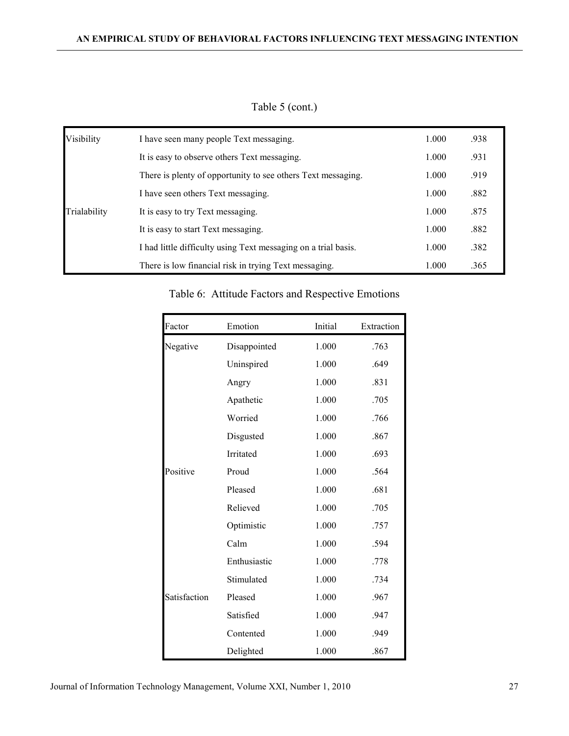Table 5 (cont.)

| | | | |
|---|---|---|---|
| Visibility | I have seen many people Text messaging. | 1.000 | .938 |
| | It is easy to observe others Text messaging. | 1.000 | .931 |
| | There is plenty of opportunity to see others Text messaging. | 1.000 | .919 |
| | I have seen others Text messaging. | 1.000 | .882 |
| Trialability | It is easy to try Text messaging. | 1.000 | .875 |
| | It is easy to start Text messaging. | 1.000 | .882 |
| | I had little difficulty using Text messaging on a trial basis. | 1.000 | .382 |
| | There is low financial risk in trying Text messaging. | 1.000 | .365 |

Table 6: Attitude Factors and Respective Emotions

| Factor | Emotion | Initial | Extraction |
|---|---|---|---|
| Negative | Disappointed | 1.000 | .763 |
| | Uninspired | 1.000 | .649 |
| | Angry | 1.000 | .831 |
| | Apathetic | 1.000 | .705 |
| | Worried | 1.000 | .766 |
| | Disgusted | 1.000 | .867 |
| | Irritated | 1.000 | .693 |
| Positive | Proud | 1.000 | .564 |
| | Pleased | 1.000 | .681 |
| | Relieved | 1.000 | .705 |
| | Optimistic | 1.000 | .757 |
| | Calm | 1.000 | .594 |
| | Enthusiastic | 1.000 | .778 |
| | Stimulated | 1.000 | .734 |
| Satisfaction | Pleased | 1.000 | .967 |
| | Satisfied | 1.000 | .947 |
| | Contented | 1.000 | .949 |
| | Delighted | 1.000 | .867 |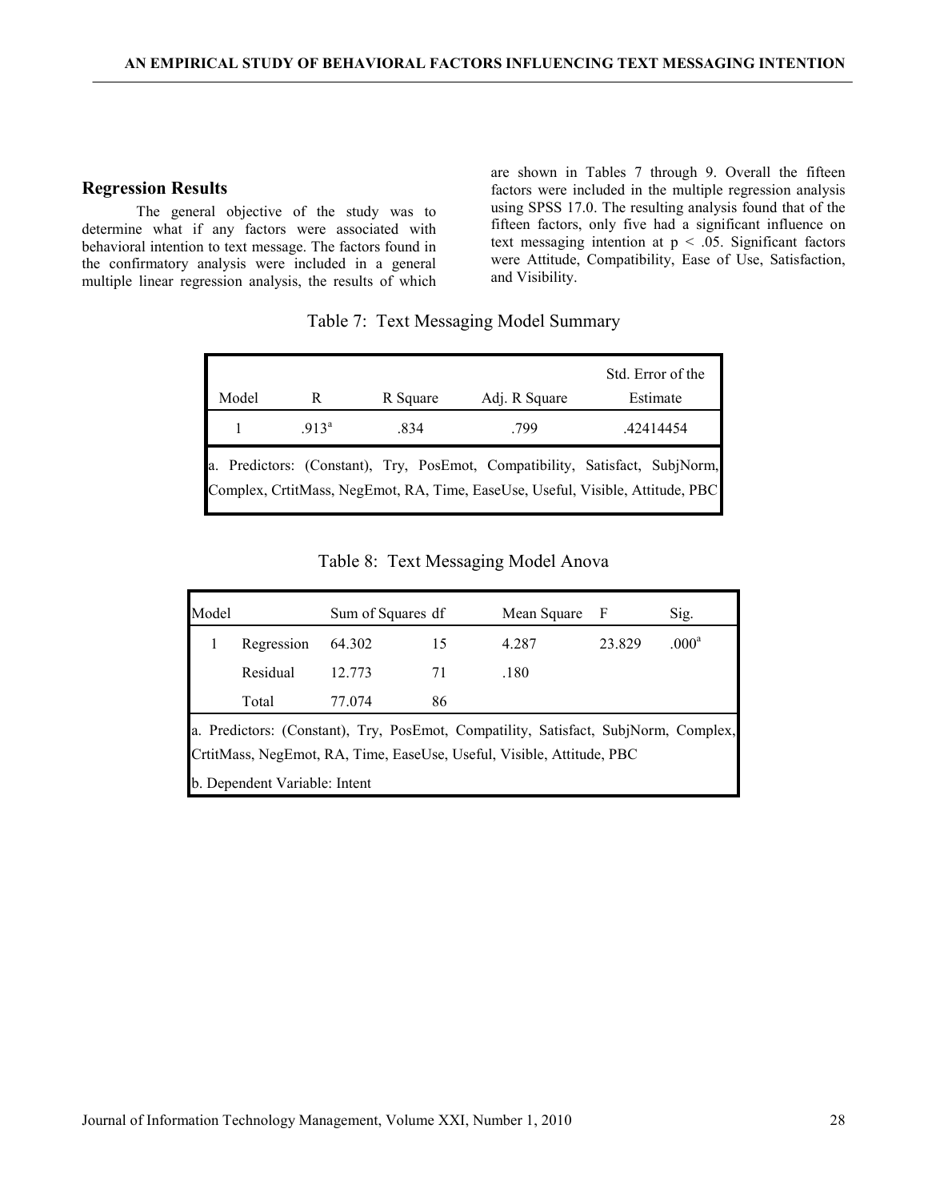## Regression Results

The general objective of the study was to determine what if any factors were associated with behavioral intention to text message. The factors found in the confirmatory analysis were included in a general multiple linear regression analysis, the results of which are shown in Tables 7 through 9. Overall the fifteen factors were included in the multiple regression analysis using SPSS 17.0. The resulting analysis found that of the fifteen factors, only five had a significant influence on text messaging intention at $p < .05$. Significant factors were Attitude, Compatibility, Ease of Use, Satisfaction, and Visibility.

Table 7: Text Messaging Model Summary

| Model | R | R Square | Adj. R Square | Std. Error of the Estimate |
|---|---|---|---|---|
| 1 | .913[a] | .834 | .799 | .42414454 |

a. Predictors: (Constant), Try, PosEmot, Compatibility, Satisfact, SubjNorm, Complex, CrtitMass, NegEmot, RA, Time, EaseUse, Useful, Visible, Attitude, PBC

Table 8: Text Messaging Model Anova

| Model | | Sum of Squares | df | Mean Square | F | Sig. |
|---|---|---|---|---|---|---|
| 1 | Regression | 64.302 | 15 | 4.287 | 23.829 | .000[a] |
| | Residual | 12.773 | 71 | .180 | | |
| | Total | 77.074 | 86 | | | |

a. Predictors: (Constant), Try, PosEmot, Compatility, Satisfact, SubjNorm, Complex, CrtitMass, NegEmot, RA, Time, EaseUse, Useful, Visible, Attitude, PBC

b. Dependent Variable: Intent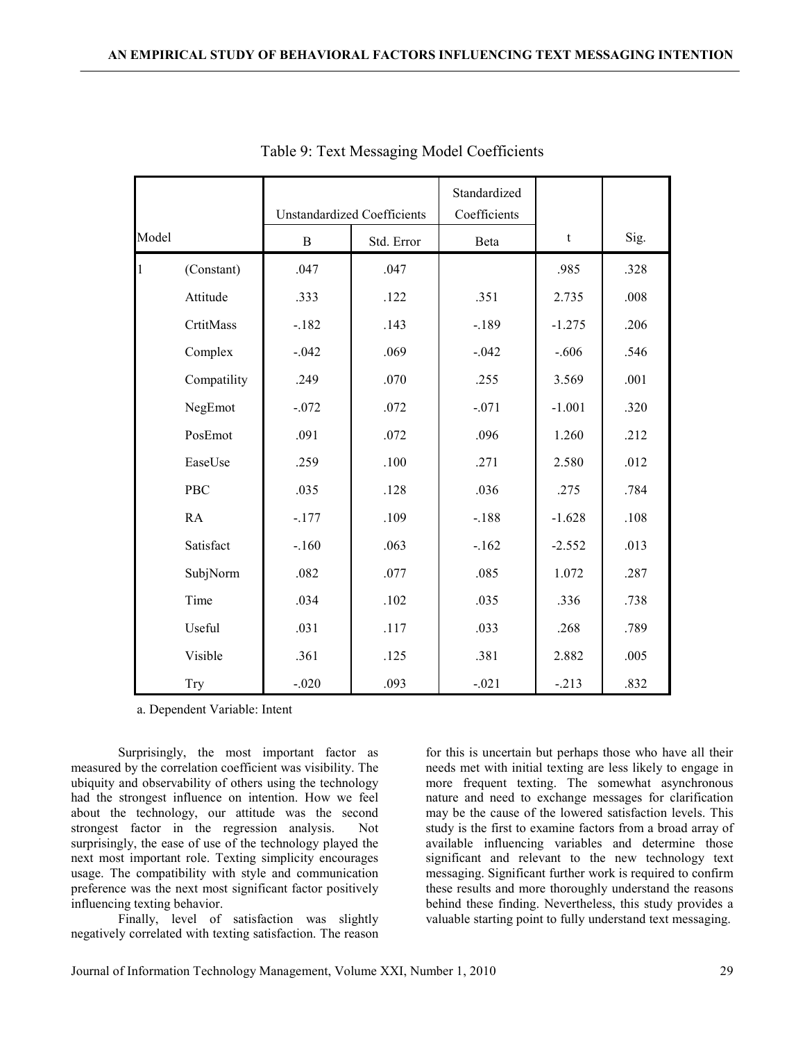Table 9: Text Messaging Model Coefficients

| Model | | Unstandardized Coefficients | | Standardized Coefficients | t | Sig. |
|---|---|---|---|---|---|---|
| | | B | Std. Error | Beta | | |
| 1 | (Constant) | .047 | .047 | | .985 | .328 |
| | Attitude | .333 | .122 | .351 | 2.735 | .008 |
| | CrtitMass | -.182 | .143 | -.189 | -1.275 | .206 |
| | Complex | -.042 | .069 | -.042 | -.606 | .546 |
| | Compatility | .249 | .070 | .255 | 3.569 | .001 |
| | NegEmot | -.072 | .072 | -.071 | -1.001 | .320 |
| | PosEmot | .091 | .072 | .096 | 1.260 | .212 |
| | EaseUse | .259 | .100 | .271 | 2.580 | .012 |
| | PBC | .035 | .128 | .036 | .275 | .784 |
| | RA | -.177 | .109 | -.188 | -1.628 | .108 |
| | Satisfact | -.160 | .063 | -.162 | -2.552 | .013 |
| | SubjNorm | .082 | .077 | .085 | 1.072 | .287 |
| | Time | .034 | .102 | .035 | .336 | .738 |
| | Useful | .031 | .117 | .033 | .268 | .789 |
| | Visible | .361 | .125 | .381 | 2.882 | .005 |
| | Try | -.020 | .093 | -.021 | -.213 | .832 |

a. Dependent Variable: Intent

Surprisingly, the most important factor as measured by the correlation coefficient was visibility. The ubiquity and observability of others using the technology had the strongest influence on intention. How we feel about the technology, our attitude was the second strongest factor in the regression analysis. Not surprisingly, the ease of use of the technology played the next most important role. Texting simplicity encourages usage. The compatibility with style and communication preference was the next most significant factor positively influencing texting behavior.

Finally, level of satisfaction was slightly negatively correlated with texting satisfaction. The reason for this is uncertain but perhaps those who have all their needs met with initial texting are less likely to engage in more frequent texting. The somewhat asynchronous nature and need to exchange messages for clarification may be the cause of the lowered satisfaction levels. This study is the first to examine factors from a broad array of available influencing variables and determine those significant and relevant to the new technology text messaging. Significant further work is required to confirm these results and more thoroughly understand the reasons behind these finding. Nevertheless, this study provides a valuable starting point to fully understand text messaging.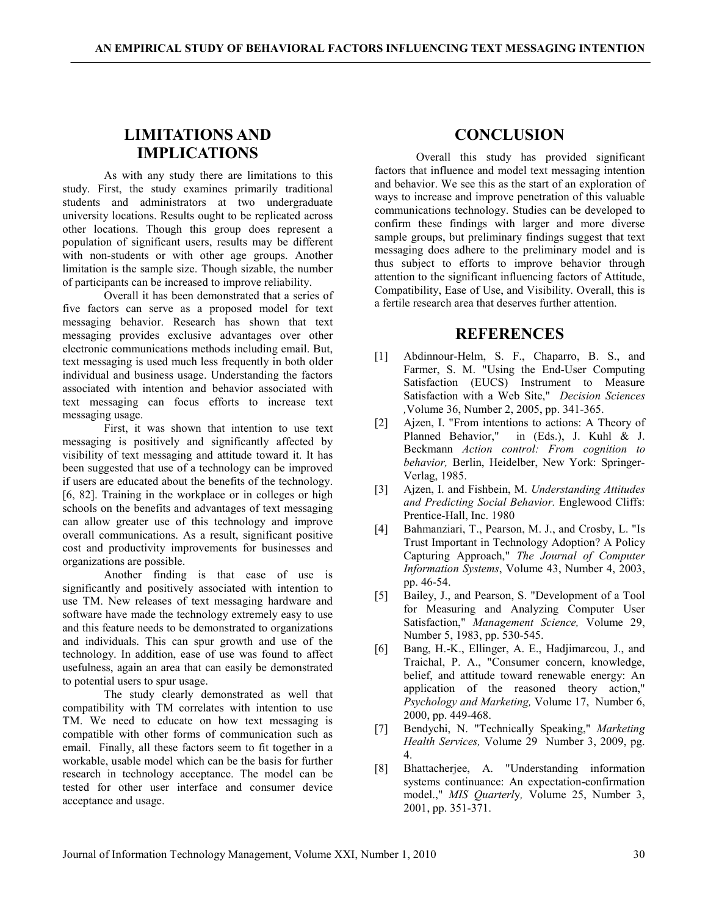## LIMITATIONS AND IMPLICATIONS

As with any study there are limitations to this study. First, the study examines primarily traditional students and administrators at two undergraduate university locations. Results ought to be replicated across other locations. Though this group does represent a population of significant users, results may be different with non-students or with other age groups. Another limitation is the sample size. Though sizable, the number of participants can be increased to improve reliability.

Overall it has been demonstrated that a series of five factors can serve as a proposed model for text messaging behavior. Research has shown that text messaging provides exclusive advantages over other electronic communications methods including email. But, text messaging is used much less frequently in both older individual and business usage. Understanding the factors associated with intention and behavior associated with text messaging can focus efforts to increase text messaging usage.

First, it was shown that intention to use text messaging is positively and significantly affected by visibility of text messaging and attitude toward it. It has been suggested that use of a technology can be improved if users are educated about the benefits of the technology. [6, 82]. Training in the workplace or in colleges or high schools on the benefits and advantages of text messaging can allow greater use of this technology and improve overall communications. As a result, significant positive cost and productivity improvements for businesses and organizations are possible.

Another finding is that ease of use is significantly and positively associated with intention to use TM. New releases of text messaging hardware and software have made the technology extremely easy to use and this feature needs to be demonstrated to organizations and individuals. This can spur growth and use of the technology. In addition, ease of use was found to affect usefulness, again an area that can easily be demonstrated to potential users to spur usage.

The study clearly demonstrated as well that compatibility with TM correlates with intention to use TM. We need to educate on how text messaging is compatible with other forms of communication such as email. Finally, all these factors seem to fit together in a workable, usable model which can be the basis for further research in technology acceptance. The model can be tested for other user interface and consumer device acceptance and usage.

## CONCLUSION

Overall this study has provided significant factors that influence and model text messaging intention and behavior. We see this as the start of an exploration of ways to increase and improve penetration of this valuable communications technology. Studies can be developed to confirm these findings with larger and more diverse sample groups, but preliminary findings suggest that text messaging does adhere to the preliminary model and is thus subject to efforts to improve behavior through attention to the significant influencing factors of Attitude, Compatibility, Ease of Use, and Visibility. Overall, this is a fertile research area that deserves further attention.

## REFERENCES

[1] Abdinnour-Helm, S. F., Chaparro, B. S., and Farmer, S. M. "Using the End-User Computing Satisfaction (EUCS) Instrument to Measure Satisfaction with a Web Site," *Decision Sciences*, Volume 36, Number 2, 2005, pp. 341-365.

[2] Ajzen, I. "From intentions to actions: A Theory of Planned Behavior," in (Eds.), J. Kuhl & J. Beckmann *Action control: From cognition to behavior,* Berlin, Heidelber, New York: Springer-Verlag, 1985.

[3] Ajzen, I. and Fishbein, M. *Understanding Attitudes and Predicting Social Behavior.* Englewood Cliffs: Prentice-Hall, Inc. 1980

[4] Bahmanziari, T., Pearson, M. J., and Crosby, L. "Is Trust Important in Technology Adoption? A Policy Capturing Approach," *The Journal of Computer Information Systems*, Volume 43, Number 4, 2003, pp. 46-54.

[5] Bailey, J., and Pearson, S. "Development of a Tool for Measuring and Analyzing Computer User Satisfaction," *Management Science,* Volume 29, Number 5, 1983, pp. 530-545.

[6] Bang, H.-K., Ellinger, A. E., Hadjimarcou, J., and Traichal, P. A., "Consumer concern, knowledge, belief, and attitude toward renewable energy: An application of the reasoned theory action," *Psychology and Marketing,* Volume 17, Number 6, 2000, pp. 449-468.

[7] Bendychi, N. "Technically Speaking," *Marketing Health Services,* Volume 29 Number 3, 2009, pg. 4.

[8] Bhattacherjee, A. "Understanding information systems continuance: An expectation-confirmation model.," *MIS Quarterly,* Volume 25, Number 3, 2001, pp. 351-371.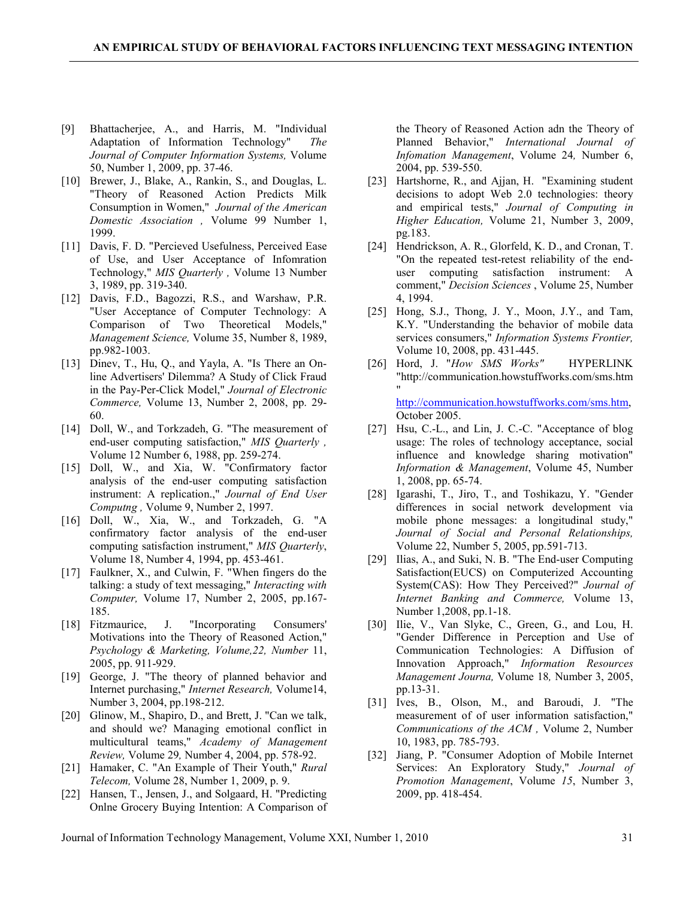[9] Bhattacherjee, A., and Harris, M. "Individual Adaptation of Information Technology" *The Journal of Computer Information Systems,* Volume 50, Number 1, 2009, pp. 37-46.

[10] Brewer, J., Blake, A., Rankin, S., and Douglas, L. "Theory of Reasoned Action Predicts Milk Consumption in Women," *Journal of the American Domestic Association ,* Volume 99 Number 1, 1999.

[11] Davis, F. D. "Percieved Usefulness, Perceived Ease of Use, and User Acceptance of Infomration Technology," *MIS Quarterly ,* Volume 13 Number 3, 1989, pp. 319-340.

[12] Davis, F.D., Bagozzi, R.S., and Warshaw, P.R. "User Acceptance of Computer Technology: A Comparison of Two Theoretical Models," *Management Science,* Volume 35, Number 8, 1989, pp.982-1003.

[13] Dinev, T., Hu, Q., and Yayla, A. "Is There an On-line Advertisers' Dilemma? A Study of Click Fraud in the Pay-Per-Click Model," *Journal of Electronic Commerce,* Volume 13, Number 2, 2008, pp. 29-60.

[14] Doll, W., and Torkzadeh, G. "The measurement of end-user computing satisfaction," *MIS Quarterly ,* Volume 12 Number 6, 1988, pp. 259-274.

[15] Doll, W., and Xia, W. "Confirmatory factor analysis of the end-user computing satisfaction instrument: A replication.," *Journal of End User Computng ,* Volume 9, Number 2, 1997.

[16] Doll, W., Xia, W., and Torkzadeh, G. "A confirmatory factor analysis of the end-user computing satisfaction instrument," *MIS Quarterly*, Volume 18, Number 4, 1994, pp. 453-461.

[17] Faulkner, X., and Culwin, F. "When fingers do the talking: a study of text messaging," *Interacting with Computer,* Volume 17, Number 2, 2005, pp.167-185.

[18] Fitzmaurice, J. "Incorporating Consumers' Motivations into the Theory of Reasoned Action," *Psychology & Marketing, Volume,22, Number* 11, 2005, pp. 911-929.

[19] George, J. "The theory of planned behavior and Internet purchasing," *Internet Research,* Volume14, Number 3, 2004, pp.198-212.

[20] Glinow, M., Shapiro, D., and Brett, J. "Can we talk, and should we? Managing emotional conflict in multicultural teams," *Academy of Management Review,* Volume 29*,* Number 4, 2004, pp. 578-92.

[21] Hamaker, C. "An Example of Their Youth," *Rural Telecom,* Volume 28, Number 1, 2009, p. 9.

[22] Hansen, T., Jensen, J., and Solgaard, H. "Predicting Onlne Grocery Buying Intention: A Comparison of the Theory of Reasoned Action adn the Theory of Planned Behavior," *International Journal of Infomation Management*, Volume 24*,* Number 6, 2004, pp. 539-550.

[23] Hartshorne, R., and Ajjan, H. "Examining student decisions to adopt Web 2.0 technologies: theory and empirical tests," *Journal of Computing in Higher Education,* Volume 21, Number 3, 2009, pg.183.

[24] Hendrickson, A. R., Glorfeld, K. D., and Cronan, T. "On the repeated test-retest reliability of the end-user computing satisfaction instrument: A comment," *Decision Sciences* , Volume 25, Number 4, 1994.

[25] Hong, S.J., Thong, J. Y., Moon, J.Y., and Tam, K.Y. "Understanding the behavior of mobile data services consumers," *Information Systems Frontier,* Volume 10, 2008, pp. 431-445.

[26] Hord, J. "*How SMS Works"* HYPERLINK "http://communication.howstuffworks.com/sms.htm" http://communication.howstuffworks.com/sms.htm, October 2005.

[27] Hsu, C.-L., and Lin, J. C.-C. "Acceptance of blog usage: The roles of technology acceptance, social influence and knowledge sharing motivation" *Information & Management*, Volume 45, Number 1, 2008, pp. 65-74.

[28] Igarashi, T., Jiro, T., and Toshikazu, Y. "Gender differences in social network development via mobile phone messages: a longitudinal study," *Journal of Social and Personal Relationships,* Volume 22, Number 5, 2005, pp.591-713.

[29] Ilias, A., and Suki, N. B. "The End-user Computing Satisfaction(EUCS) on Computerized Accounting System(CAS): How They Perceived?" *Journal of Internet Banking and Commerce,* Volume 13, Number 1,2008, pp.1-18.

[30] Ilie, V., Van Slyke, C., Green, G., and Lou, H. "Gender Difference in Perception and Use of Communication Technologies: A Diffusion of Innovation Approach," *Information Resources Management Journa,* Volume 18*,* Number 3, 2005, pp.13-31.

[31] Ives, B., Olson, M., and Baroudi, J. "The measurement of of user information satisfaction," *Communications of the ACM ,* Volume 2, Number 10, 1983, pp. 785-793.

[32] Jiang, P. "Consumer Adoption of Mobile Internet Services: An Exploratory Study," *Journal of Promotion Management*, Volume *15*, Number 3, 2009, pp. 418-454.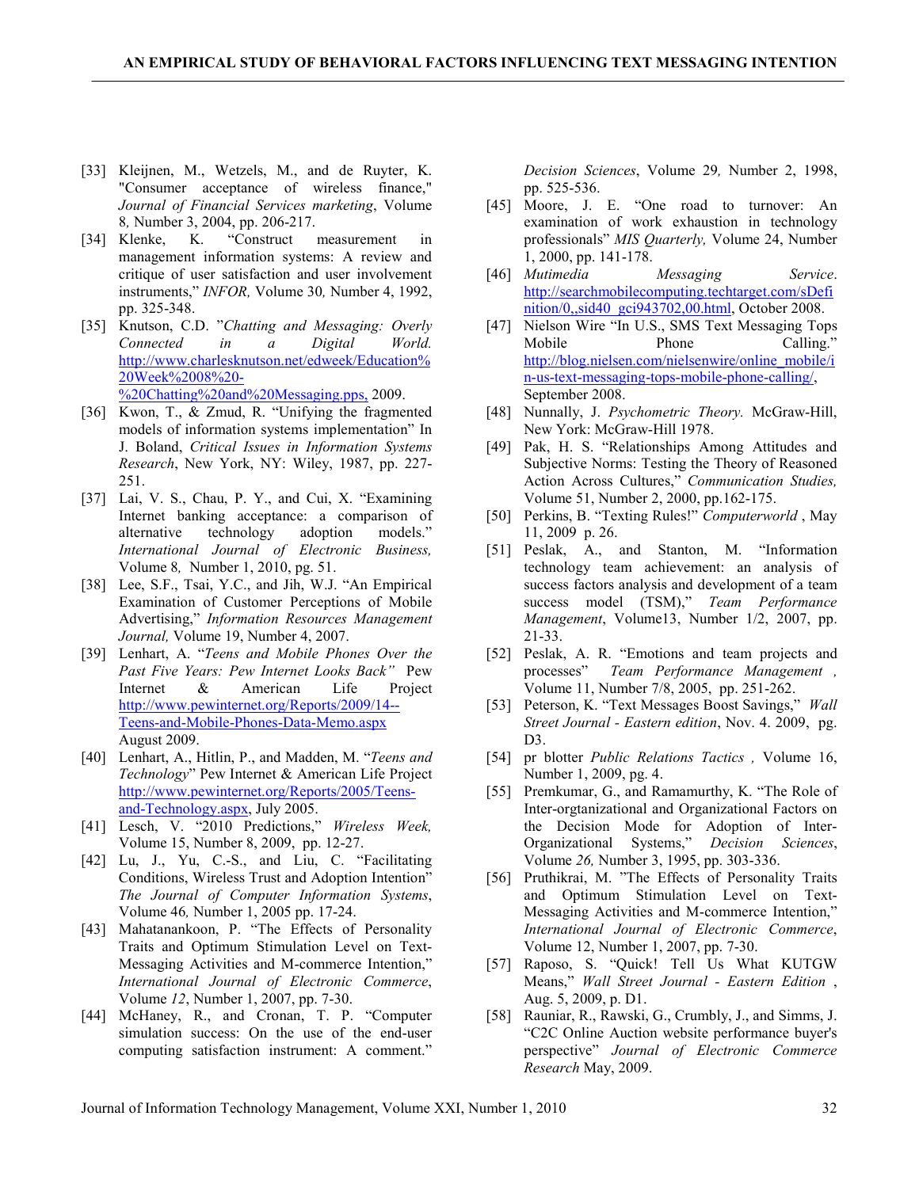[33] Kleijnen, M., Wetzels, M., and de Ruyter, K. "Consumer acceptance of wireless finance," *Journal of Financial Services marketing*, Volume 8*,* Number 3, 2004, pp. 206-217.

[34] Klenke, K. "Construct measurement in management information systems: A review and critique of user satisfaction and user involvement instruments," *INFOR,* Volume 30*,* Number 4, 1992, pp. 325-348.

[35] Knutson, C.D. "*Chatting and Messaging: Overly Connected in a Digital World.* http://www.charlesknutson.net/edweek/Education%20Week%2008%20-%20Chatting%20and%20Messaging.pps, 2009.

[36] Kwon, T., & Zmud, R. "Unifying the fragmented models of information systems implementation" In J. Boland, *Critical Issues in Information Systems Research*, New York, NY: Wiley, 1987, pp. 227-251.

[37] Lai, V. S., Chau, P. Y., and Cui, X. "Examining Internet banking acceptance: a comparison of alternative technology adoption models." *International Journal of Electronic Business,* Volume 8*,* Number 1, 2010, pg. 51.

[38] Lee, S.F., Tsai, Y.C., and Jih, W.J. "An Empirical Examination of Customer Perceptions of Mobile Advertising," *Information Resources Management Journal,* Volume 19, Number 4, 2007.

[39] Lenhart, A. "*Teens and Mobile Phones Over the Past Five Years: Pew Internet Looks Back"* Pew Internet & American Life Project http://www.pewinternet.org/Reports/2009/14--Teens-and-Mobile-Phones-Data-Memo.aspx August 2009.

[40] Lenhart, A., Hitlin, P., and Madden, M. "*Teens and Technology*" Pew Internet & American Life Project http://www.pewinternet.org/Reports/2005/Teens-and-Technology.aspx, July 2005.

[41] Lesch, V. "2010 Predictions," *Wireless Week,* Volume 15, Number 8, 2009, pp. 12-27.

[42] Lu, J., Yu, C.-S., and Liu, C. "Facilitating Conditions, Wireless Trust and Adoption Intention" *The Journal of Computer Information Systems*, Volume 46*,* Number 1, 2005 pp. 17-24.

[43] Mahatanankoon, P. "The Effects of Personality Traits and Optimum Stimulation Level on Text-Messaging Activities and M-commerce Intention," *International Journal of Electronic Commerce*, Volume *12*, Number 1, 2007, pp. 7-30.

[44] McHaney, R., and Cronan, T. P. "Computer simulation success: On the use of the end-user computing satisfaction instrument: A comment." *Decision Sciences*, Volume 29*,* Number 2, 1998, pp. 525-536.

[45] Moore, J. E. "One road to turnover: An examination of work exhaustion in technology professionals" *MIS Quarterly,* Volume 24, Number 1, 2000, pp. 141-178.

[46] *Mutimedia Messaging Service*. http://searchmobilecomputing.techtarget.com/sDefinition/0,,sid40_gci943702,00.html, October 2008.

[47] Nielson Wire "In U.S., SMS Text Messaging Tops Mobile Phone Calling." http://blog.nielsen.com/nielsenwire/online_mobile/in-us-text-messaging-tops-mobile-phone-calling/, September 2008.

[48] Nunnally, J. *Psychometric Theory.* McGraw-Hill, New York: McGraw-Hill 1978.

[49] Pak, H. S. "Relationships Among Attitudes and Subjective Norms: Testing the Theory of Reasoned Action Across Cultures," *Communication Studies,* Volume 51, Number 2, 2000, pp.162-175.

[50] Perkins, B. "Texting Rules!" *Computerworld* , May 11, 2009 p. 26.

[51] Peslak, A., and Stanton, M. "Information technology team achievement: an analysis of success factors analysis and development of a team success model (TSM)," *Team Performance Management*, Volume13, Number 1/2, 2007, pp. 21-33.

[52] Peslak, A. R. "Emotions and team projects and processes" *Team Performance Management ,* Volume 11, Number 7/8, 2005, pp. 251-262.

[53] Peterson, K. "Text Messages Boost Savings," *Wall Street Journal - Eastern edition*, Nov. 4. 2009, pg. D3.

[54] pr blotter *Public Relations Tactics ,* Volume 16, Number 1, 2009, pg. 4.

[55] Premkumar, G., and Ramamurthy, K. "The Role of Inter-orgtanizational and Organizational Factors on the Decision Mode for Adoption of Inter-Organizational Systems," *Decision Sciences*, Volume *26,* Number 3, 1995, pp. 303-336.

[56] Pruthikrai, M. "The Effects of Personality Traits and Optimum Stimulation Level on Text-Messaging Activities and M-commerce Intention," *International Journal of Electronic Commerce*, Volume 12, Number 1, 2007, pp. 7-30.

[57] Raposo, S. "Quick! Tell Us What KUTGW Means," *Wall Street Journal - Eastern Edition* , Aug. 5, 2009, p. D1.

[58] Rauniar, R., Rawski, G., Crumbly, J., and Simms, J. "C2C Online Auction website performance buyer's perspective" *Journal of Electronic Commerce Research* May, 2009.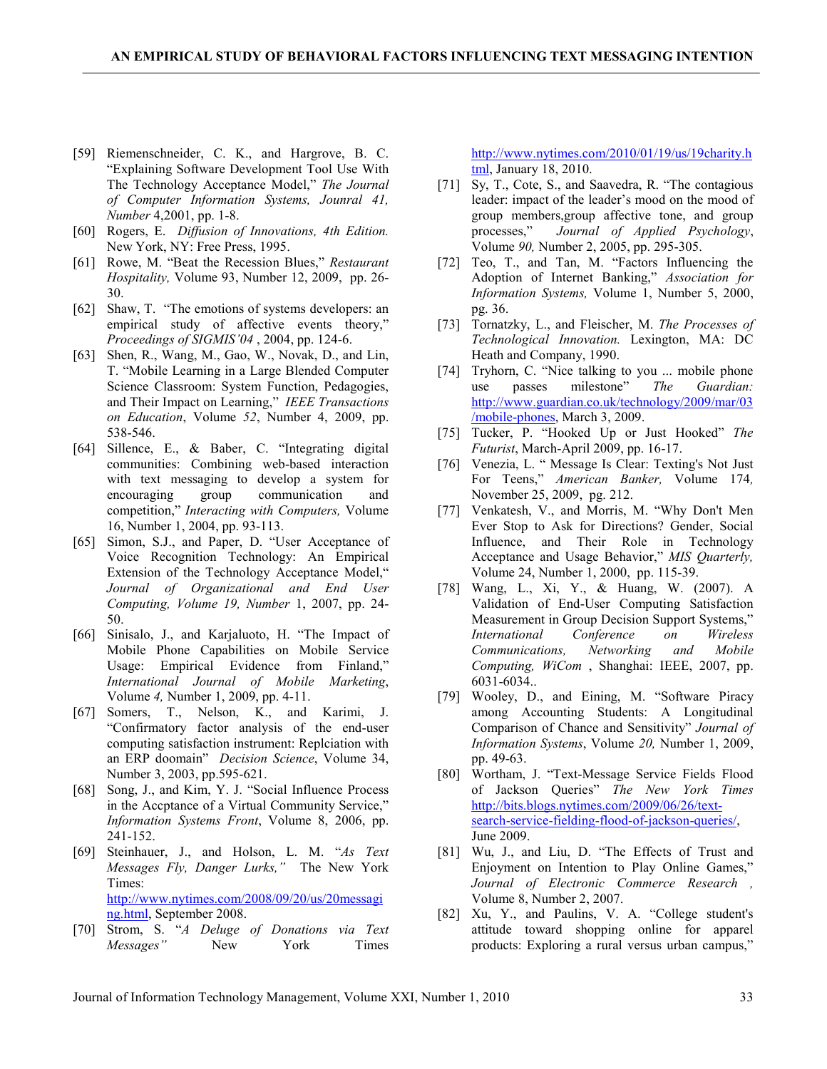[59] Riemenschneider, C. K., and Hargrove, B. C. "Explaining Software Development Tool Use With The Technology Acceptance Model," *The Journal of Computer Information Systems, Jounral 41, Number* 4,2001, pp. 1-8.

[60] Rogers, E. *Diffusion of Innovations, 4th Edition.* New York, NY: Free Press, 1995.

[61] Rowe, M. "Beat the Recession Blues," *Restaurant Hospitality,* Volume 93, Number 12, 2009, pp. 26-30.

[62] Shaw, T. "The emotions of systems developers: an empirical study of affective events theory," *Proceedings of SIGMIS'04* , 2004, pp. 124-6.

[63] Shen, R., Wang, M., Gao, W., Novak, D., and Lin, T. "Mobile Learning in a Large Blended Computer Science Classroom: System Function, Pedagogies, and Their Impact on Learning," *IEEE Transactions on Education*, Volume *52*, Number 4, 2009, pp. 538-546.

[64] Sillence, E., & Baber, C. "Integrating digital communities: Combining web-based interaction with text messaging to develop a system for encouraging group communication and competition," *Interacting with Computers,* Volume 16, Number 1, 2004, pp. 93-113.

[65] Simon, S.J., and Paper, D. "User Acceptance of Voice Recognition Technology: An Empirical Extension of the Technology Acceptance Model," *Journal of Organizational and End User Computing, Volume 19, Number* 1, 2007, pp. 24-50.

[66] Sinisalo, J., and Karjaluoto, H. "The Impact of Mobile Phone Capabilities on Mobile Service Usage: Empirical Evidence from Finland," *International Journal of Mobile Marketing*, Volume *4,* Number 1, 2009, pp. 4-11.

[67] Somers, T., Nelson, K., and Karimi, J. "Confirmatory factor analysis of the end-user computing satisfaction instrument: Replciation with an ERP doomain" *Decision Science*, Volume 34, Number 3, 2003, pp.595-621.

[68] Song, J., and Kim, Y. J. "Social Influence Process in the Accptance of a Virtual Community Service," *Information Systems Front*, Volume 8, 2006, pp. 241-152.

[69] Steinhauer, J., and Holson, L. M. "*As Text Messages Fly, Danger Lurks,"* The New York Times: http://www.nytimes.com/2008/09/20/us/20messaging.html, September 2008.

[70] Strom, S. "*A Deluge of Donations via Text Messages"* New York Times http://www.nytimes.com/2010/01/19/us/19charity.html, January 18, 2010.

[71] Sy, T., Cote, S., and Saavedra, R. "The contagious leader: impact of the leader's mood on the mood of group members,group affective tone, and group processes," *Journal of Applied Psychology*, Volume *90,* Number 2, 2005, pp. 295-305.

[72] Teo, T., and Tan, M. "Factors Influencing the Adoption of Internet Banking," *Association for Information Systems,* Volume 1, Number 5, 2000, pg. 36.

[73] Tornatzky, L., and Fleischer, M. *The Processes of Technological Innovation.* Lexington, MA: DC Heath and Company, 1990.

[74] Tryhorn, C. "Nice talking to you ... mobile phone use passes milestone" *The Guardian:* http://www.guardian.co.uk/technology/2009/mar/03/mobile-phones, March 3, 2009.

[75] Tucker, P. "Hooked Up or Just Hooked" *The Futurist*, March-April 2009, pp. 16-17.

[76] Venezia, L. " Message Is Clear: Texting's Not Just For Teens," *American Banker,* Volume 174*,* November 25, 2009, pg. 212.

[77] Venkatesh, V., and Morris, M. "Why Don't Men Ever Stop to Ask for Directions? Gender, Social Influence, and Their Role in Technology Acceptance and Usage Behavior," *MIS Quarterly,* Volume 24, Number 1, 2000, pp. 115-39.

[78] Wang, L., Xi, Y., & Huang, W. (2007). A Validation of End-User Computing Satisfaction Measurement in Group Decision Support Systems," *International Conference on Wireless Communications, Networking and Mobile Computing, WiCom* , Shanghai: IEEE, 2007, pp. 6031-6034..

[79] Wooley, D., and Eining, M. "Software Piracy among Accounting Students: A Longitudinal Comparison of Chance and Sensitivity" *Journal of Information Systems*, Volume *20,* Number 1, 2009, pp. 49-63.

[80] Wortham, J. "Text-Message Service Fields Flood of Jackson Queries" *The New York Times* http://bits.blogs.nytimes.com/2009/06/26/text-search-service-fielding-flood-of-jackson-queries/, June 2009.

[81] Wu, J., and Liu, D. "The Effects of Trust and Enjoyment on Intention to Play Online Games," *Journal of Electronic Commerce Research ,* Volume 8, Number 2, 2007.

[82] Xu, Y., and Paulins, V. A. "College student's attitude toward shopping online for apparel products: Exploring a rural versus urban campus,"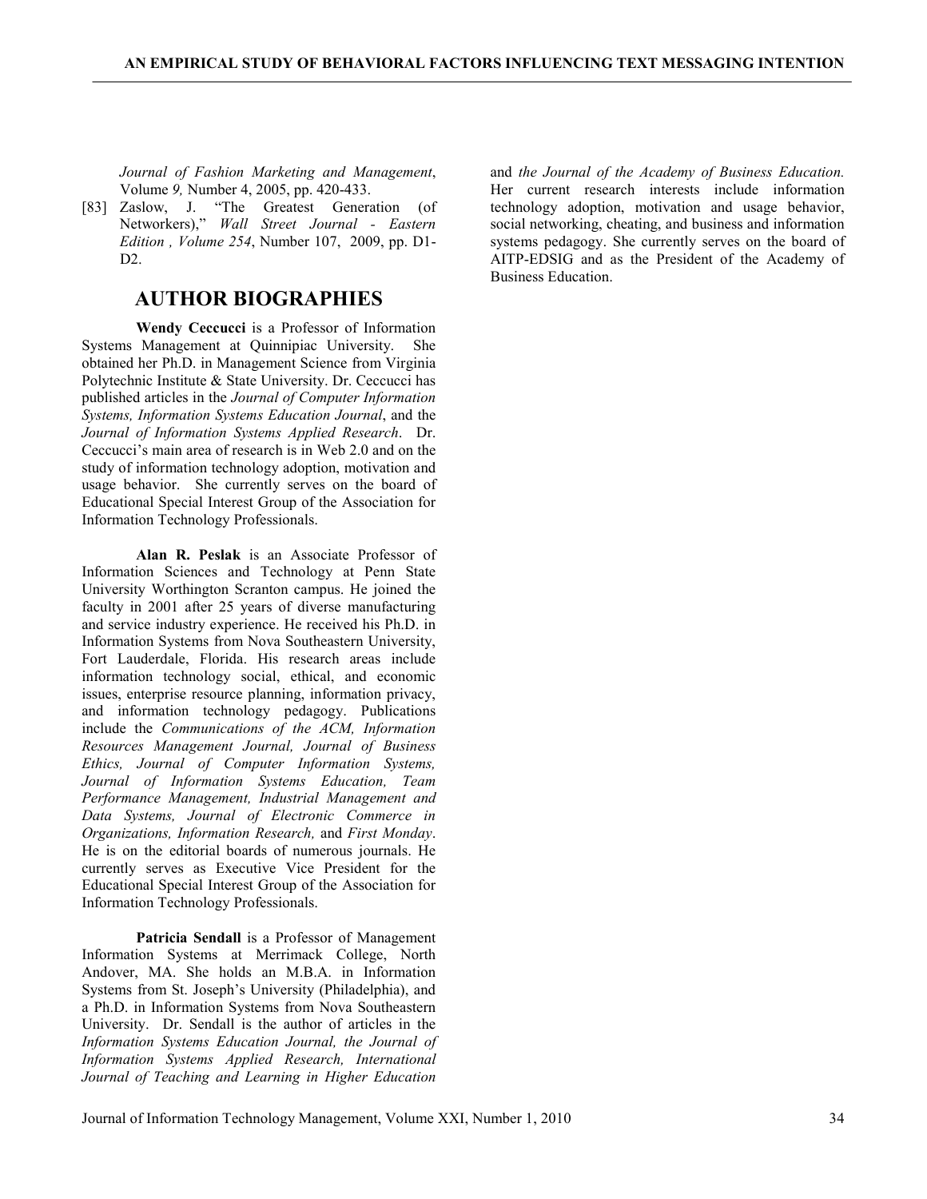*Journal of Fashion Marketing and Management*, Volume *9,* Number 4, 2005, pp. 420-433.

[83] Zaslow, J. "The Greatest Generation (of Networkers)," *Wall Street Journal - Eastern Edition , Volume 254*, Number 107, 2009, pp. D1-D2.

## AUTHOR BIOGRAPHIES

**Wendy Ceccucci** is a Professor of Information Systems Management at Quinnipiac University. She obtained her Ph.D. in Management Science from Virginia Polytechnic Institute & State University. Dr. Ceccucci has published articles in the *Journal of Computer Information Systems, Information Systems Education Journal*, and the *Journal of Information Systems Applied Research*. Dr. Ceccucci's main area of research is in Web 2.0 and on the study of information technology adoption, motivation and usage behavior. She currently serves on the board of Educational Special Interest Group of the Association for Information Technology Professionals.

**Alan R. Peslak** is an Associate Professor of Information Sciences and Technology at Penn State University Worthington Scranton campus. He joined the faculty in 2001 after 25 years of diverse manufacturing and service industry experience. He received his Ph.D. in Information Systems from Nova Southeastern University, Fort Lauderdale, Florida. His research areas include information technology social, ethical, and economic issues, enterprise resource planning, information privacy, and information technology pedagogy. Publications include the *Communications of the ACM, Information Resources Management Journal, Journal of Business Ethics, Journal of Computer Information Systems, Journal of Information Systems Education, Team Performance Management, Industrial Management and Data Systems, Journal of Electronic Commerce in Organizations, Information Research,* and *First Monday*. He is on the editorial boards of numerous journals. He currently serves as Executive Vice President for the Educational Special Interest Group of the Association for Information Technology Professionals.

**Patricia Sendall** is a Professor of Management Information Systems at Merrimack College, North Andover, MA. She holds an M.B.A. in Information Systems from St. Joseph's University (Philadelphia), and a Ph.D. in Information Systems from Nova Southeastern University. Dr. Sendall is the author of articles in the *Information Systems Education Journal, the Journal of Information Systems Applied Research, International Journal of Teaching and Learning in Higher Education* and *the Journal of the Academy of Business Education.* Her current research interests include information technology adoption, motivation and usage behavior, social networking, cheating, and business and information systems pedagogy. She currently serves on the board of AITP-EDSIG and as the President of the Academy of Business Education.